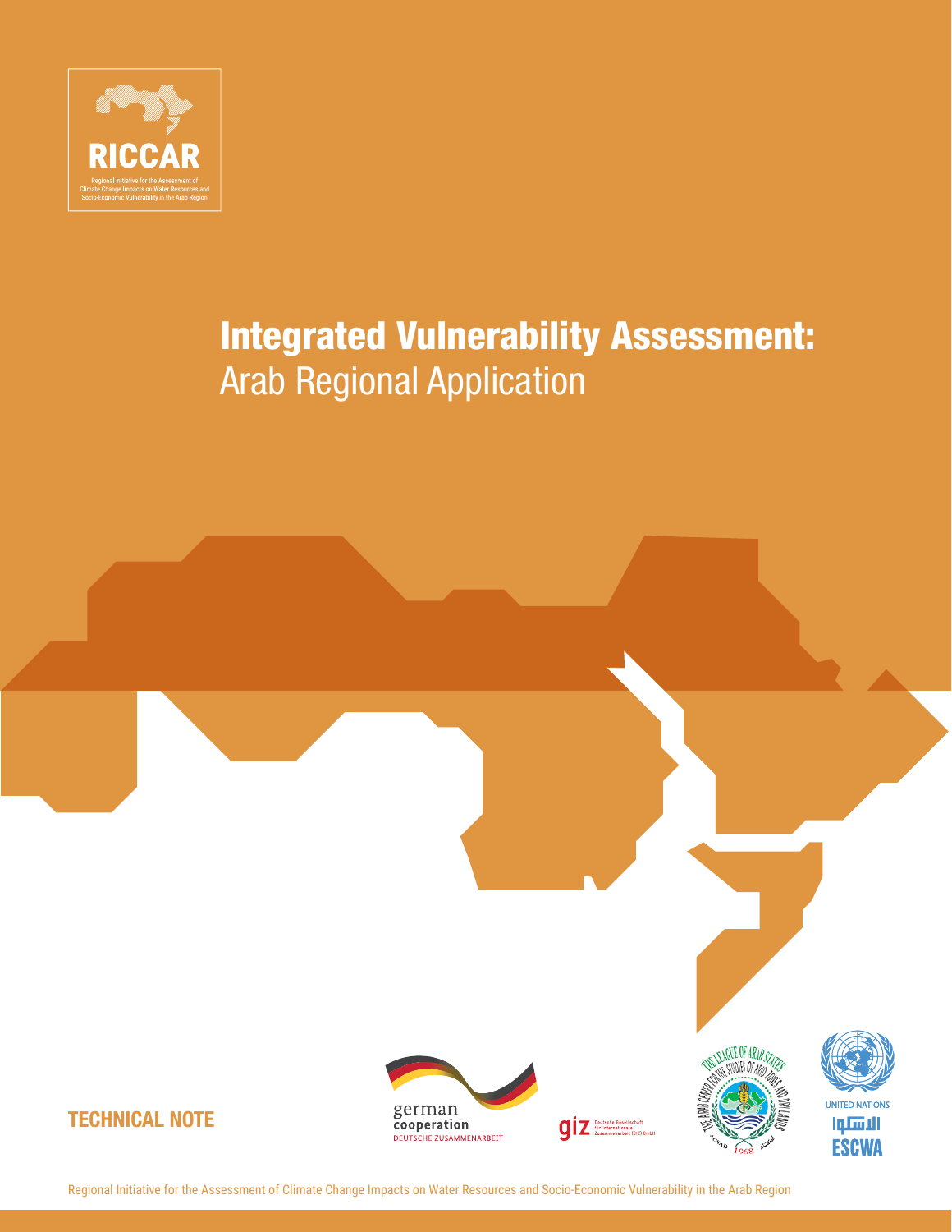RICCAR

Regional Initiative for the Assessment of Climate Change Impacts on Water Resources and Socio-Economic Vulnerability in the Arab Region

# Integrated Vulnerability Assessment:
## Arab Regional Application

**TECHNICAL NOTE**

german cooperation
DEUTSCHE ZUSAMMENARBEIT

giz Deutsche Gesellschaft für Internationale Zusammenarbeit (GIZ) GmbH

THE LEAGUE OF ARAB STATES
THE ARAB CENTER FOR THE STUDIES OF ARID ZONES AND DRYLANDS
ACSAD 1968 أكساد

UNITED NATIONS
الاسكوا
ESCWA

Regional Initiative for the Assessment of Climate Change Impacts on Water Resources and Socio-Economic Vulnerability in the Arab Region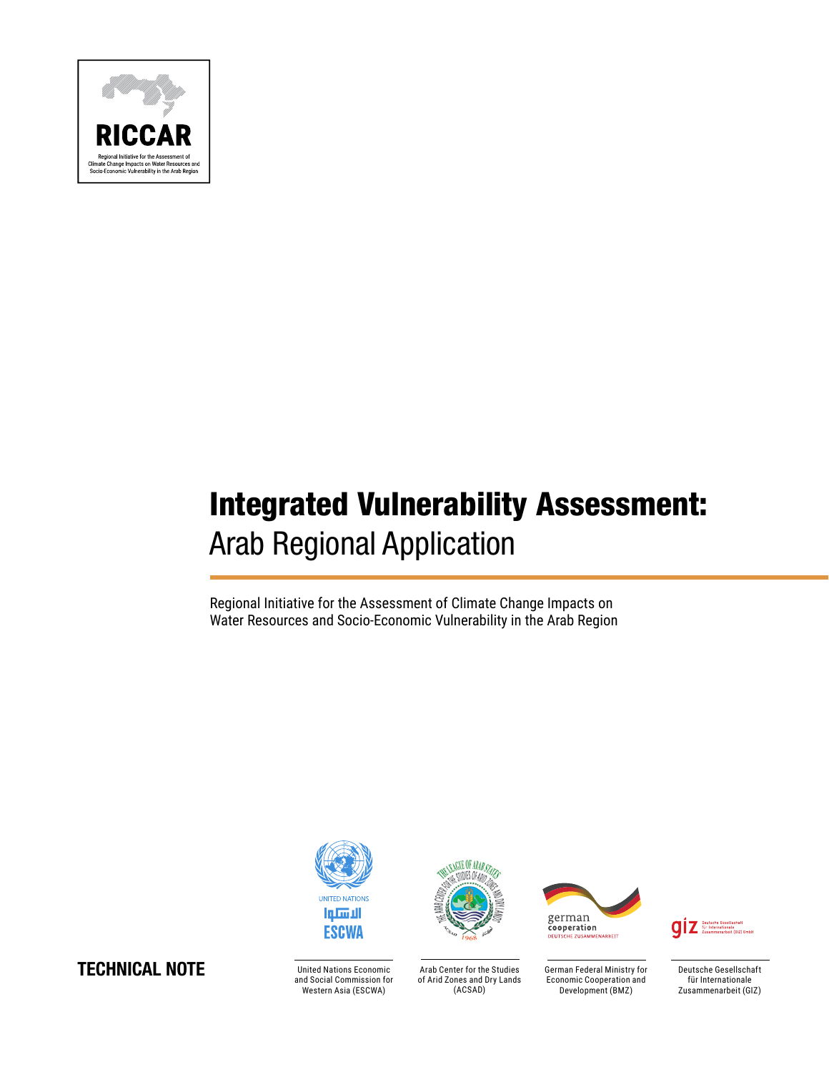RICCAR

Regional Initiative for the Assessment of Climate Change Impacts on Water Resources and Socio-Economic Vulnerability in the Arab Region

# Integrated Vulnerability Assessment:

## Arab Regional Application

Regional Initiative for the Assessment of Climate Change Impacts on Water Resources and Socio-Economic Vulnerability in the Arab Region

**TECHNICAL NOTE**

United Nations Economic and Social Commission for Western Asia (ESCWA)

Arab Center for the Studies of Arid Zones and Dry Lands (ACSAD)

German Federal Ministry for Economic Cooperation and Development (BMZ)

Deutsche Gesellschaft für Internationale Zusammenarbeit (GIZ)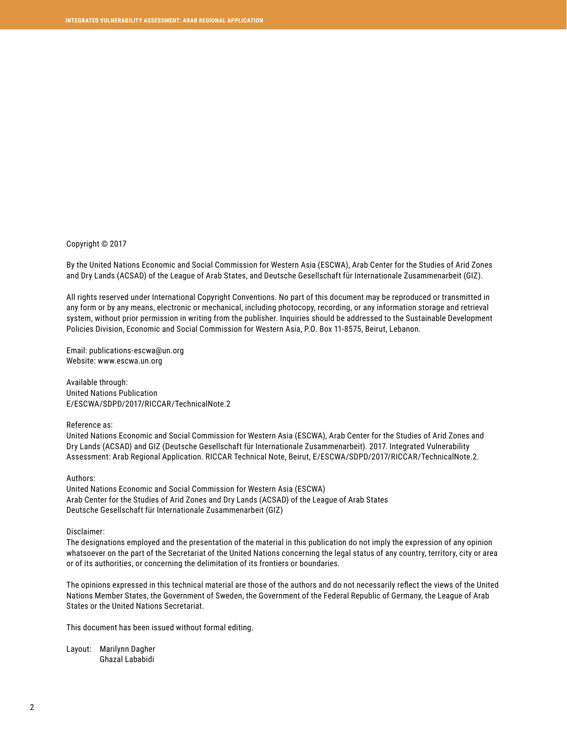Copyright © 2017

By the United Nations Economic and Social Commission for Western Asia (ESCWA), Arab Center for the Studies of Arid Zones and Dry Lands (ACSAD) of the League of Arab States, and Deutsche Gesellschaft für Internationale Zusammenarbeit (GIZ).

All rights reserved under International Copyright Conventions. No part of this document may be reproduced or transmitted in any form or by any means, electronic or mechanical, including photocopy, recording, or any information storage and retrieval system, without prior permission in writing from the publisher. Inquiries should be addressed to the Sustainable Development Policies Division, Economic and Social Commission for Western Asia, P.O. Box 11-8575, Beirut, Lebanon.

Email: publications-escwa@un.org
Website: www.escwa.un.org

Available through:
United Nations Publication
E/ESCWA/SDPD/2017/RICCAR/TechnicalNote.2

Reference as:
United Nations Economic and Social Commission for Western Asia (ESCWA), Arab Center for the Studies of Arid Zones and Dry Lands (ACSAD) and GIZ (Deutsche Gesellschaft für Internationale Zusammenarbeit). 2017. Integrated Vulnerability Assessment: Arab Regional Application. RICCAR Technical Note, Beirut, E/ESCWA/SDPD/2017/RICCAR/TechnicalNote.2.

Authors:
United Nations Economic and Social Commission for Western Asia (ESCWA)
Arab Center for the Studies of Arid Zones and Dry Lands (ACSAD) of the League of Arab States
Deutsche Gesellschaft für Internationale Zusammenarbeit (GIZ)

Disclaimer:
The designations employed and the presentation of the material in this publication do not imply the expression of any opinion whatsoever on the part of the Secretariat of the United Nations concerning the legal status of any country, territory, city or area or of its authorities, or concerning the delimitation of its frontiers or boundaries.

The opinions expressed in this technical material are those of the authors and do not necessarily reflect the views of the United Nations Member States, the Government of Sweden, the Government of the Federal Republic of Germany, the League of Arab States or the United Nations Secretariat.

This document has been issued without formal editing.

Layout: Marilynn Dagher
Ghazal Lababidi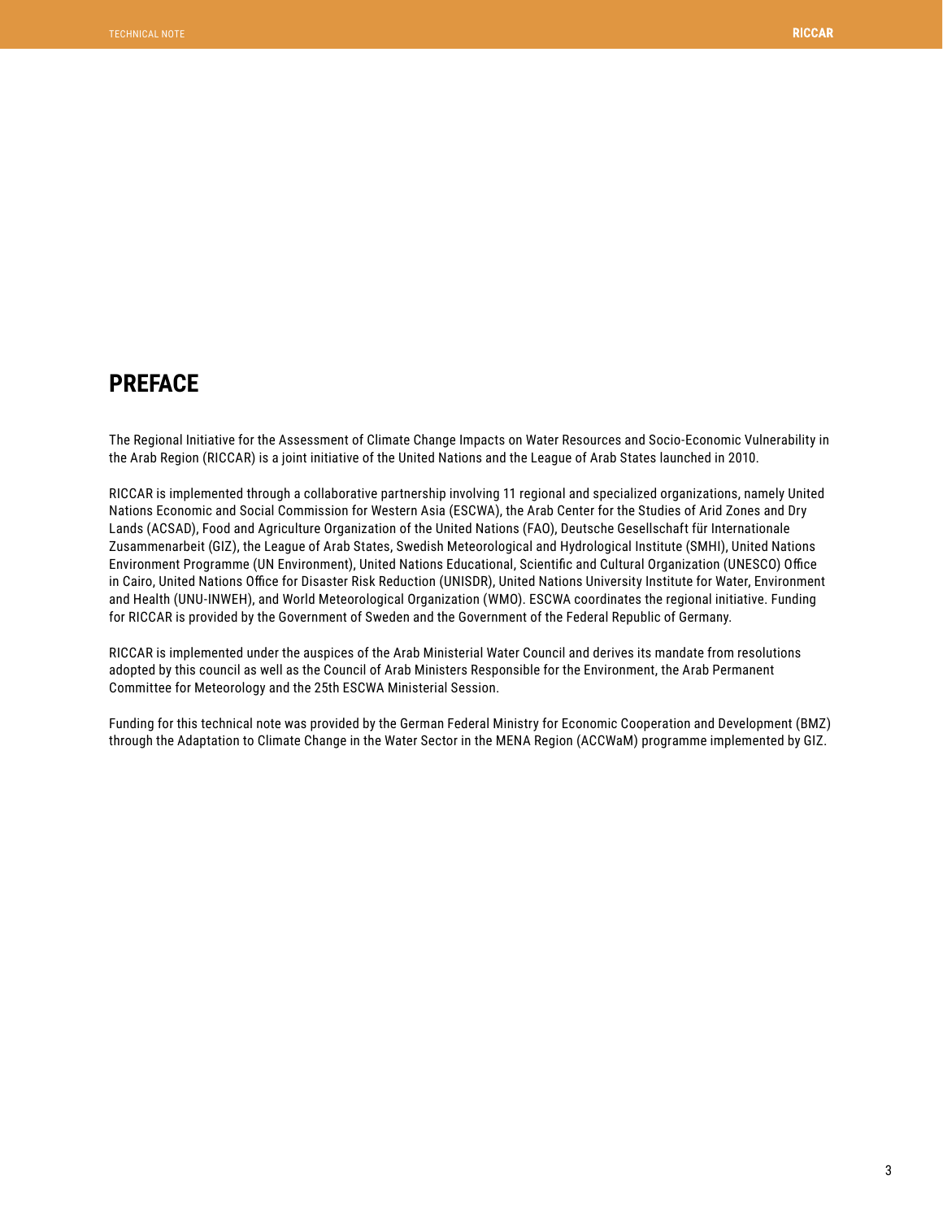# PREFACE

The Regional Initiative for the Assessment of Climate Change Impacts on Water Resources and Socio-Economic Vulnerability in the Arab Region (RICCAR) is a joint initiative of the United Nations and the League of Arab States launched in 2010.

RICCAR is implemented through a collaborative partnership involving 11 regional and specialized organizations, namely United Nations Economic and Social Commission for Western Asia (ESCWA), the Arab Center for the Studies of Arid Zones and Dry Lands (ACSAD), Food and Agriculture Organization of the United Nations (FAO), Deutsche Gesellschaft für Internationale Zusammenarbeit (GIZ), the League of Arab States, Swedish Meteorological and Hydrological Institute (SMHI), United Nations Environment Programme (UN Environment), United Nations Educational, Scientific and Cultural Organization (UNESCO) Office in Cairo, United Nations Office for Disaster Risk Reduction (UNISDR), United Nations University Institute for Water, Environment and Health (UNU-INWEH), and World Meteorological Organization (WMO). ESCWA coordinates the regional initiative. Funding for RICCAR is provided by the Government of Sweden and the Government of the Federal Republic of Germany.

RICCAR is implemented under the auspices of the Arab Ministerial Water Council and derives its mandate from resolutions adopted by this council as well as the Council of Arab Ministers Responsible for the Environment, the Arab Permanent Committee for Meteorology and the 25th ESCWA Ministerial Session.

Funding for this technical note was provided by the German Federal Ministry for Economic Cooperation and Development (BMZ) through the Adaptation to Climate Change in the Water Sector in the MENA Region (ACCWaM) programme implemented by GIZ.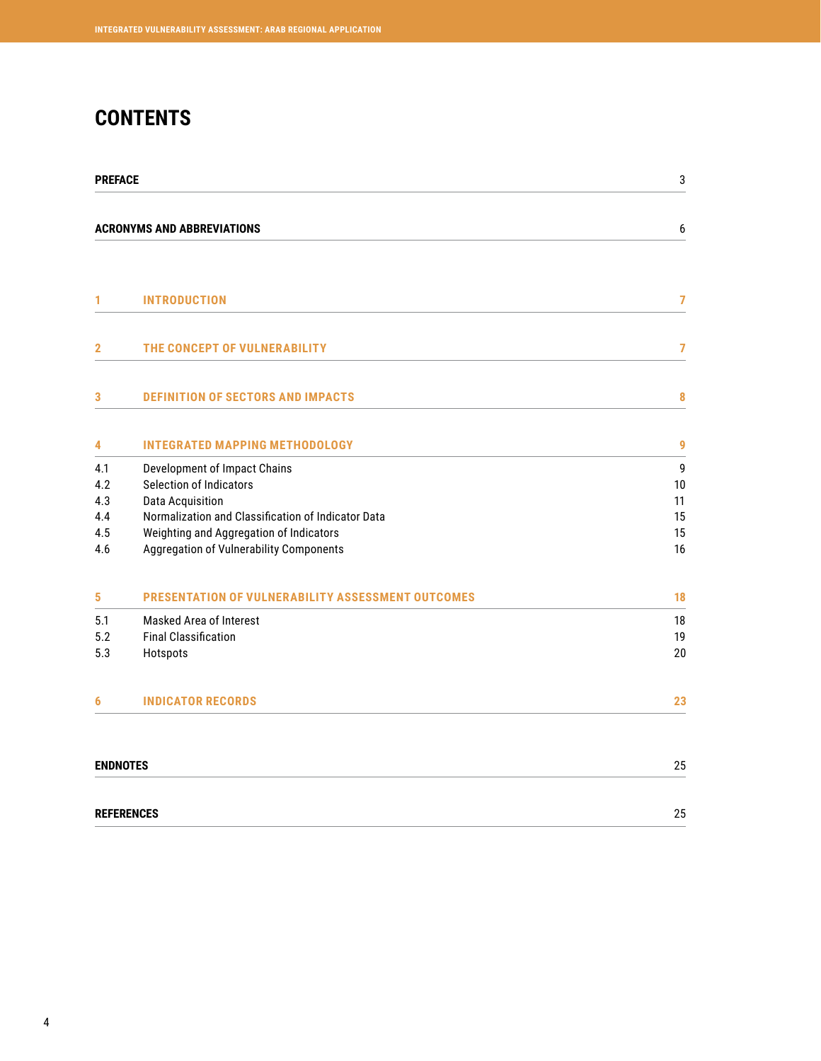# CONTENTS

| | | |
|---|---|---|
| **PREFACE** | | 3 |
| **ACRONYMS AND ABBREVIATIONS** | | 6 |
| **1** | **INTRODUCTION** | **7** |
| **2** | **THE CONCEPT OF VULNERABILITY** | **7** |
| **3** | **DEFINITION OF SECTORS AND IMPACTS** | **8** |
| **4** | **INTEGRATED MAPPING METHODOLOGY** | **9** |
| 4.1 | Development of Impact Chains | 9 |
| 4.2 | Selection of Indicators | 10 |
| 4.3 | Data Acquisition | 11 |
| 4.4 | Normalization and Classification of Indicator Data | 15 |
| 4.5 | Weighting and Aggregation of Indicators | 15 |
| 4.6 | Aggregation of Vulnerability Components | 16 |
| **5** | **PRESENTATION OF VULNERABILITY ASSESSMENT OUTCOMES** | **18** |
| 5.1 | Masked Area of Interest | 18 |
| 5.2 | Final Classification | 19 |
| 5.3 | Hotspots | 20 |
| **6** | **INDICATOR RECORDS** | **23** |
| **ENDNOTES** | | 25 |
| **REFERENCES** | | 25 |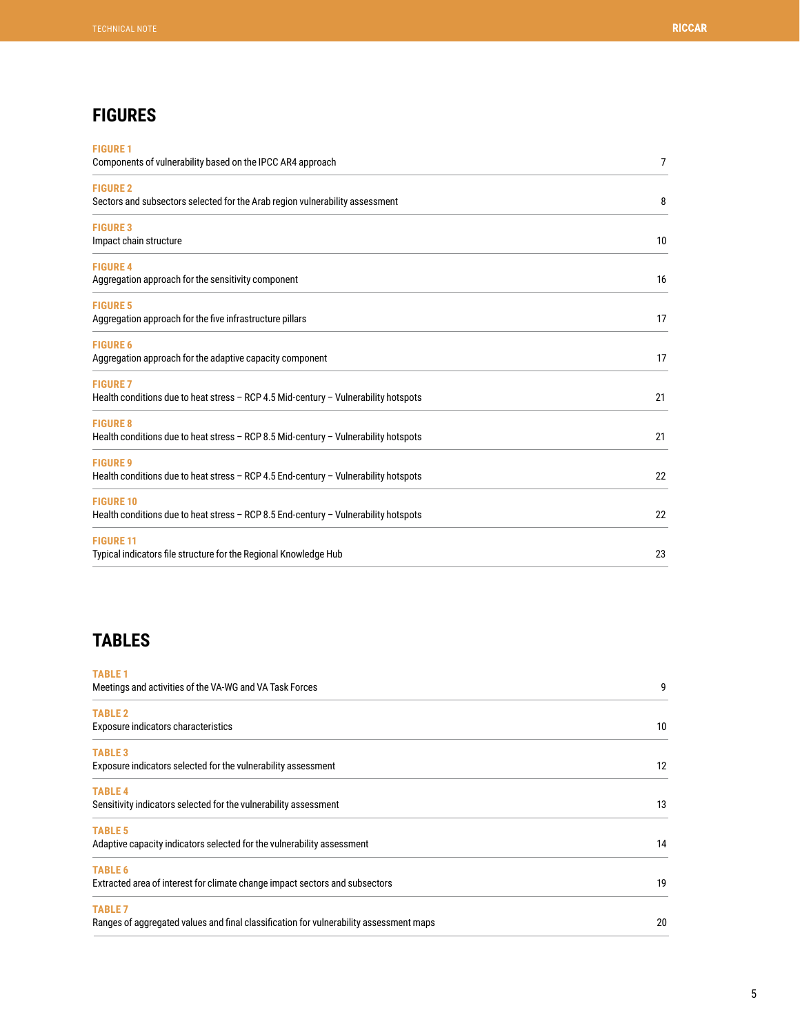## FIGURES

**FIGURE 1**
Components of vulnerability based on the IPCC AR4 approach 7

**FIGURE 2**
Sectors and subsectors selected for the Arab region vulnerability assessment 8

**FIGURE 3**
Impact chain structure 10

**FIGURE 4**
Aggregation approach for the sensitivity component 16

**FIGURE 5**
Aggregation approach for the five infrastructure pillars 17

**FIGURE 6**
Aggregation approach for the adaptive capacity component 17

**FIGURE 7**
Health conditions due to heat stress – RCP 4.5 Mid-century – Vulnerability hotspots 21

**FIGURE 8**
Health conditions due to heat stress – RCP 8.5 Mid-century – Vulnerability hotspots 21

**FIGURE 9**
Health conditions due to heat stress – RCP 4.5 End-century – Vulnerability hotspots 22

**FIGURE 10**
Health conditions due to heat stress – RCP 8.5 End-century – Vulnerability hotspots 22

**FIGURE 11**
Typical indicators file structure for the Regional Knowledge Hub 23

## TABLES

**TABLE 1**
Meetings and activities of the VA-WG and VA Task Forces 9

**TABLE 2**
Exposure indicators characteristics 10

**TABLE 3**
Exposure indicators selected for the vulnerability assessment 12

**TABLE 4**
Sensitivity indicators selected for the vulnerability assessment 13

**TABLE 5**
Adaptive capacity indicators selected for the vulnerability assessment 14

**TABLE 6**
Extracted area of interest for climate change impact sectors and subsectors 19

**TABLE 7**
Ranges of aggregated values and final classification for vulnerability assessment maps 20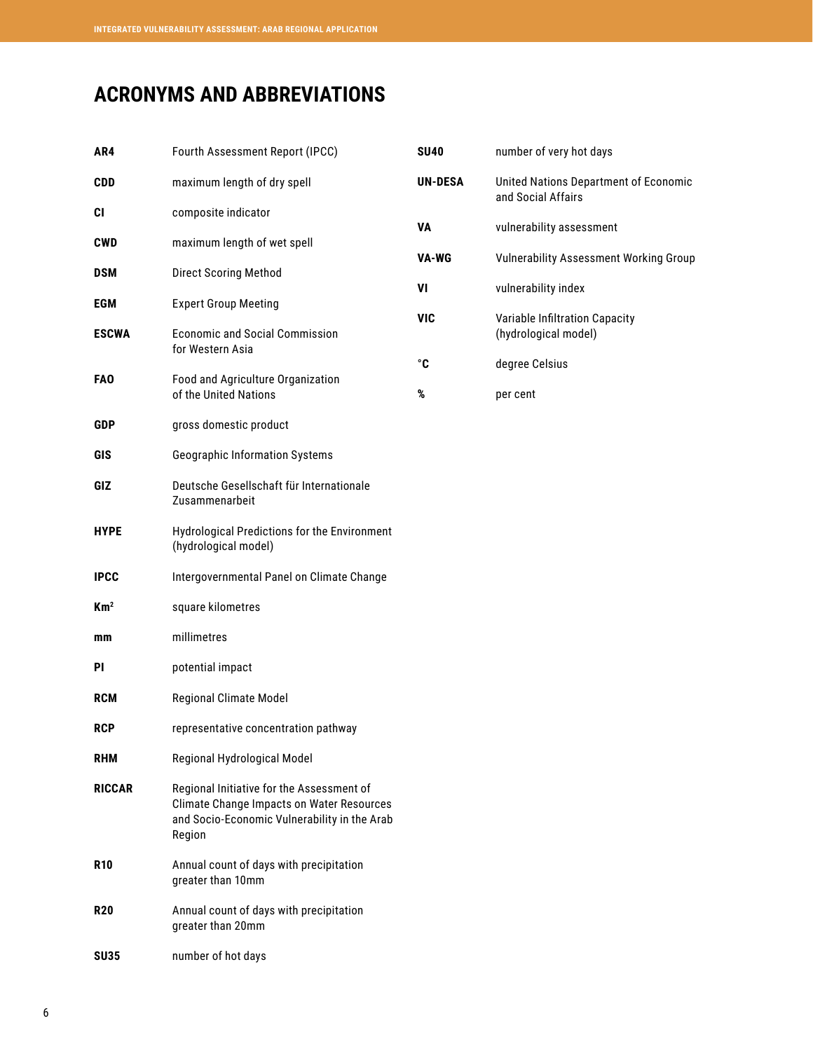# ACRONYMS AND ABBREVIATIONS

| | |
|---|---|
| **AR4** | Fourth Assessment Report (IPCC) |
| **CDD** | maximum length of dry spell |
| **CI** | composite indicator |
| **CWD** | maximum length of wet spell |
| **DSM** | Direct Scoring Method |
| **EGM** | Expert Group Meeting |
| **ESCWA** | Economic and Social Commission for Western Asia |
| **FAO** | Food and Agriculture Organization of the United Nations |
| **GDP** | gross domestic product |
| **GIS** | Geographic Information Systems |
| **GIZ** | Deutsche Gesellschaft für Internationale Zusammenarbeit |
| **HYPE** | Hydrological Predictions for the Environment (hydrological model) |
| **IPCC** | Intergovernmental Panel on Climate Change |
| **Km$^2$** | square kilometres |
| **mm** | millimetres |
| **PI** | potential impact |
| **RCM** | Regional Climate Model |
| **RCP** | representative concentration pathway |
| **RHM** | Regional Hydrological Model |
| **RICCAR** | Regional Initiative for the Assessment of Climate Change Impacts on Water Resources and Socio-Economic Vulnerability in the Arab Region |
| **R10** | Annual count of days with precipitation greater than 10mm |
| **R20** | Annual count of days with precipitation greater than 20mm |
| **SU35** | number of hot days |
| **SU40** | number of very hot days |
| **UN-DESA** | United Nations Department of Economic and Social Affairs |
| **VA** | vulnerability assessment |
| **VA-WG** | Vulnerability Assessment Working Group |
| **VI** | vulnerability index |
| **VIC** | Variable Infiltration Capacity (hydrological model) |
| **°C** | degree Celsius |
| **%** | per cent |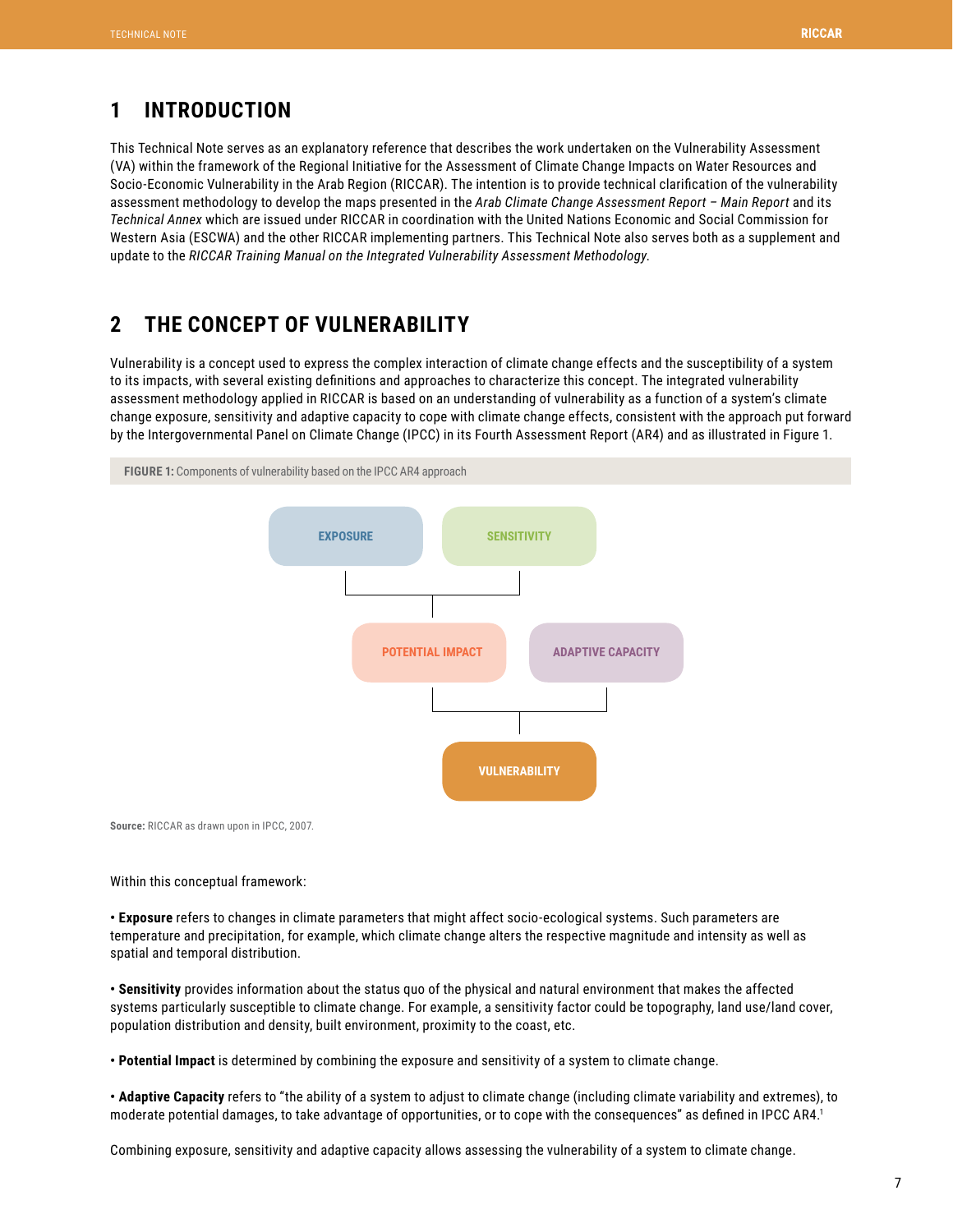# 1 INTRODUCTION

This Technical Note serves as an explanatory reference that describes the work undertaken on the Vulnerability Assessment (VA) within the framework of the Regional Initiative for the Assessment of Climate Change Impacts on Water Resources and Socio-Economic Vulnerability in the Arab Region (RICCAR). The intention is to provide technical clarification of the vulnerability assessment methodology to develop the maps presented in the *Arab Climate Change Assessment Report – Main Report* and its *Technical Annex* which are issued under RICCAR in coordination with the United Nations Economic and Social Commission for Western Asia (ESCWA) and the other RICCAR implementing partners. This Technical Note also serves both as a supplement and update to the *RICCAR Training Manual on the Integrated Vulnerability Assessment Methodology.*

# 2 THE CONCEPT OF VULNERABILITY

Vulnerability is a concept used to express the complex interaction of climate change effects and the susceptibility of a system to its impacts, with several existing definitions and approaches to characterize this concept. The integrated vulnerability assessment methodology applied in RICCAR is based on an understanding of vulnerability as a function of a system's climate change exposure, sensitivity and adaptive capacity to cope with climate change effects, consistent with the approach put forward by the Intergovernmental Panel on Climate Change (IPCC) in its Fourth Assessment Report (AR4) and as illustrated in Figure 1.

**FIGURE 1:** Components of vulnerability based on the IPCC AR4 approach

EXPOSURE — SENSITIVITY → POTENTIAL IMPACT — ADAPTIVE CAPACITY → VULNERABILITY

**Source:** RICCAR as drawn upon in IPCC, 2007.

Within this conceptual framework:

- **Exposure** refers to changes in climate parameters that might affect socio-ecological systems. Such parameters are temperature and precipitation, for example, which climate change alters the respective magnitude and intensity as well as spatial and temporal distribution.

- **Sensitivity** provides information about the status quo of the physical and natural environment that makes the affected systems particularly susceptible to climate change. For example, a sensitivity factor could be topography, land use/land cover, population distribution and density, built environment, proximity to the coast, etc.

- **Potential Impact** is determined by combining the exposure and sensitivity of a system to climate change.

- **Adaptive Capacity** refers to "the ability of a system to adjust to climate change (including climate variability and extremes), to moderate potential damages, to take advantage of opportunities, or to cope with the consequences" as defined in IPCC AR4.[1]

Combining exposure, sensitivity and adaptive capacity allows assessing the vulnerability of a system to climate change.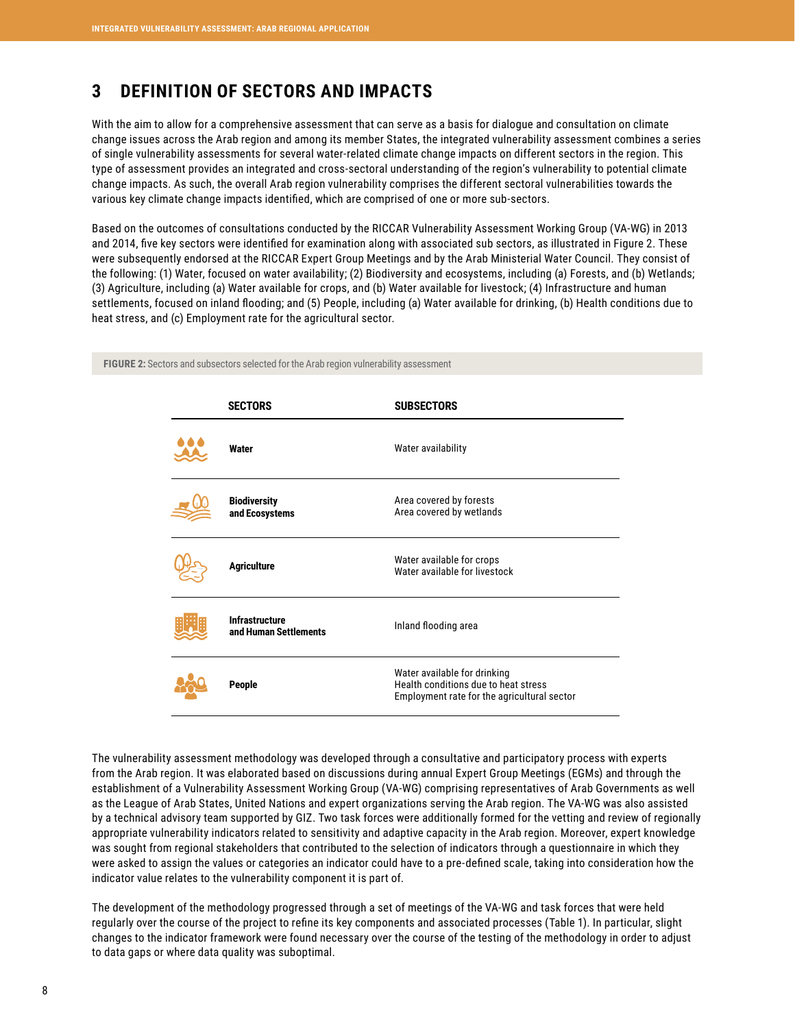# 3 DEFINITION OF SECTORS AND IMPACTS

With the aim to allow for a comprehensive assessment that can serve as a basis for dialogue and consultation on climate change issues across the Arab region and among its member States, the integrated vulnerability assessment combines a series of single vulnerability assessments for several water-related climate change impacts on different sectors in the region. This type of assessment provides an integrated and cross-sectoral understanding of the region's vulnerability to potential climate change impacts. As such, the overall Arab region vulnerability comprises the different sectoral vulnerabilities towards the various key climate change impacts identified, which are comprised of one or more sub-sectors.

Based on the outcomes of consultations conducted by the RICCAR Vulnerability Assessment Working Group (VA-WG) in 2013 and 2014, five key sectors were identified for examination along with associated sub sectors, as illustrated in Figure 2. These were subsequently endorsed at the RICCAR Expert Group Meetings and by the Arab Ministerial Water Council. They consist of the following: (1) Water, focused on water availability; (2) Biodiversity and ecosystems, including (a) Forests, and (b) Wetlands; (3) Agriculture, including (a) Water available for crops, and (b) Water available for livestock; (4) Infrastructure and human settlements, focused on inland flooding; and (5) People, including (a) Water available for drinking, (b) Health conditions due to heat stress, and (c) Employment rate for the agricultural sector.

**FIGURE 2:** Sectors and subsectors selected for the Arab region vulnerability assessment

| SECTORS | SUBSECTORS |
|---|---|
| **Water** | Water availability |
| **Biodiversity and Ecosystems** | Area covered by forests<br>Area covered by wetlands |
| **Agriculture** | Water available for crops<br>Water available for livestock |
| **Infrastructure and Human Settlements** | Inland flooding area |
| **People** | Water available for drinking<br>Health conditions due to heat stress<br>Employment rate for the agricultural sector |

The vulnerability assessment methodology was developed through a consultative and participatory process with experts from the Arab region. It was elaborated based on discussions during annual Expert Group Meetings (EGMs) and through the establishment of a Vulnerability Assessment Working Group (VA-WG) comprising representatives of Arab Governments as well as the League of Arab States, United Nations and expert organizations serving the Arab region. The VA-WG was also assisted by a technical advisory team supported by GIZ. Two task forces were additionally formed for the vetting and review of regionally appropriate vulnerability indicators related to sensitivity and adaptive capacity in the Arab region. Moreover, expert knowledge was sought from regional stakeholders that contributed to the selection of indicators through a questionnaire in which they were asked to assign the values or categories an indicator could have to a pre-defined scale, taking into consideration how the indicator value relates to the vulnerability component it is part of.

The development of the methodology progressed through a set of meetings of the VA-WG and task forces that were held regularly over the course of the project to refine its key components and associated processes (Table 1). In particular, slight changes to the indicator framework were found necessary over the course of the testing of the methodology in order to adjust to data gaps or where data quality was suboptimal.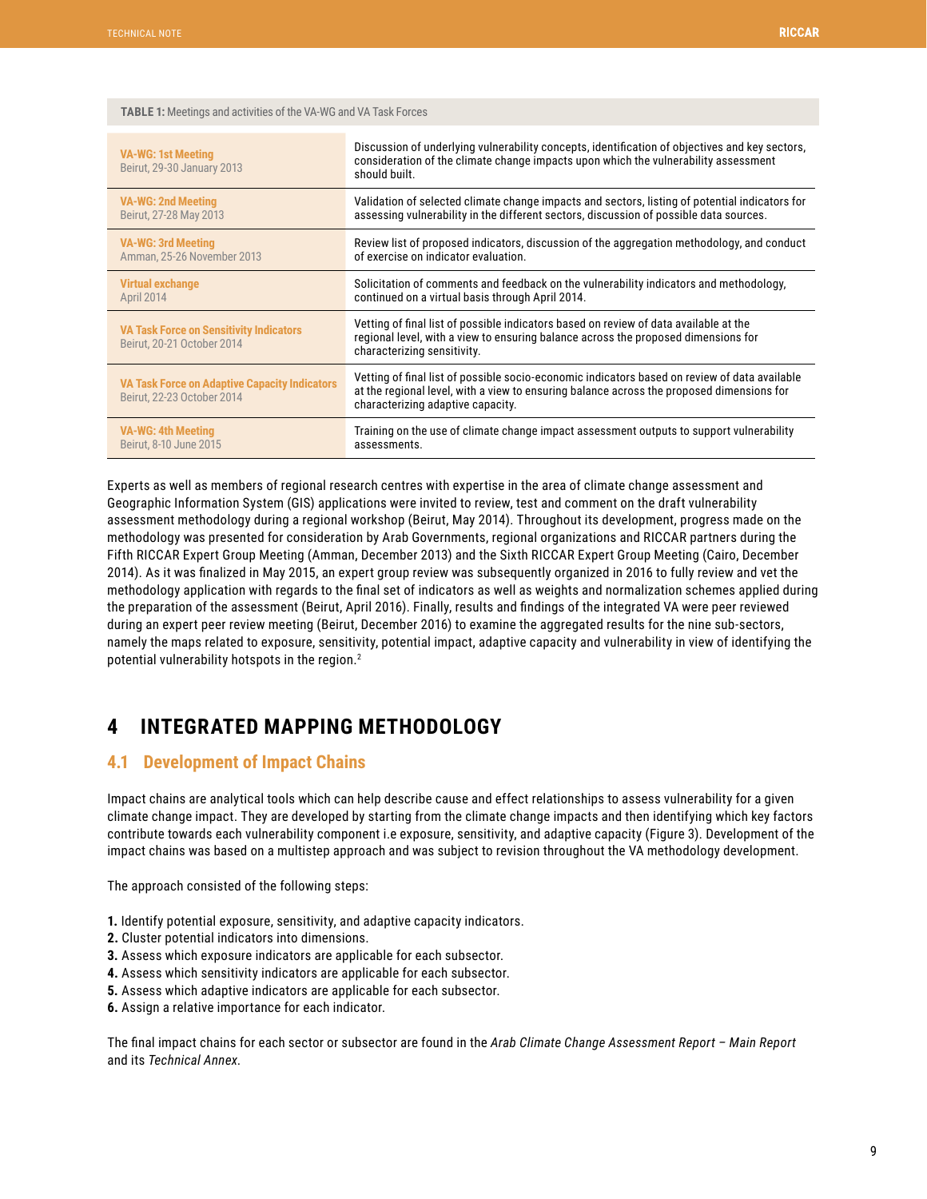**TABLE 1:** Meetings and activities of the VA-WG and VA Task Forces

| Meeting | Activities |
| --- | --- |
| **VA-WG: 1st Meeting** Beirut, 29-30 January 2013 | Discussion of underlying vulnerability concepts, identification of objectives and key sectors, consideration of the climate change impacts upon which the vulnerability assessment should built. |
| **VA-WG: 2nd Meeting** Beirut, 27-28 May 2013 | Validation of selected climate change impacts and sectors, listing of potential indicators for assessing vulnerability in the different sectors, discussion of possible data sources. |
| **VA-WG: 3rd Meeting** Amman, 25-26 November 2013 | Review list of proposed indicators, discussion of the aggregation methodology, and conduct of exercise on indicator evaluation. |
| **Virtual exchange** April 2014 | Solicitation of comments and feedback on the vulnerability indicators and methodology, continued on a virtual basis through April 2014. |
| **VA Task Force on Sensitivity Indicators** Beirut, 20-21 October 2014 | Vetting of final list of possible indicators based on review of data available at the regional level, with a view to ensuring balance across the proposed dimensions for characterizing sensitivity. |
| **VA Task Force on Adaptive Capacity Indicators** Beirut, 22-23 October 2014 | Vetting of final list of possible socio-economic indicators based on review of data available at the regional level, with a view to ensuring balance across the proposed dimensions for characterizing adaptive capacity. |
| **VA-WG: 4th Meeting** Beirut, 8-10 June 2015 | Training on the use of climate change impact assessment outputs to support vulnerability assessments. |

Experts as well as members of regional research centres with expertise in the area of climate change assessment and Geographic Information System (GIS) applications were invited to review, test and comment on the draft vulnerability assessment methodology during a regional workshop (Beirut, May 2014). Throughout its development, progress made on the methodology was presented for consideration by Arab Governments, regional organizations and RICCAR partners during the Fifth RICCAR Expert Group Meeting (Amman, December 2013) and the Sixth RICCAR Expert Group Meeting (Cairo, December 2014). As it was finalized in May 2015, an expert group review was subsequently organized in 2016 to fully review and vet the methodology application with regards to the final set of indicators as well as weights and normalization schemes applied during the preparation of the assessment (Beirut, April 2016). Finally, results and findings of the integrated VA were peer reviewed during an expert peer review meeting (Beirut, December 2016) to examine the aggregated results for the nine sub-sectors, namely the maps related to exposure, sensitivity, potential impact, adaptive capacity and vulnerability in view of identifying the potential vulnerability hotspots in the region.[2]

# 4 INTEGRATED MAPPING METHODOLOGY

## 4.1 Development of Impact Chains

Impact chains are analytical tools which can help describe cause and effect relationships to assess vulnerability for a given climate change impact. They are developed by starting from the climate change impacts and then identifying which key factors contribute towards each vulnerability component i.e exposure, sensitivity, and adaptive capacity (Figure 3). Development of the impact chains was based on a multistep approach and was subject to revision throughout the VA methodology development.

The approach consisted of the following steps:

1. Identify potential exposure, sensitivity, and adaptive capacity indicators.
2. Cluster potential indicators into dimensions.
3. Assess which exposure indicators are applicable for each subsector.
4. Assess which sensitivity indicators are applicable for each subsector.
5. Assess which adaptive indicators are applicable for each subsector.
6. Assign a relative importance for each indicator.

The final impact chains for each sector or subsector are found in the *Arab Climate Change Assessment Report – Main Report* and its *Technical Annex*.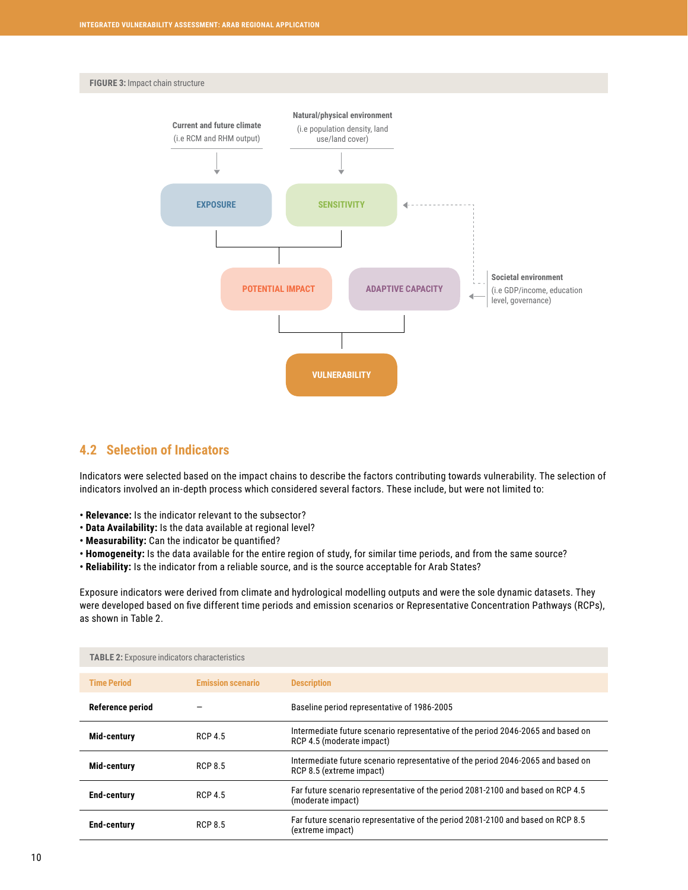**FIGURE 3:** Impact chain structure

Current and future climate
(i.e RCM and RHM output)

Natural/physical environment
(i.e population density, land use/land cover)

EXPOSURE

SENSITIVITY

POTENTIAL IMPACT

ADAPTIVE CAPACITY

Societal environment
(i.e GDP/income, education level, governance)

VULNERABILITY

## 4.2 Selection of Indicators

Indicators were selected based on the impact chains to describe the factors contributing towards vulnerability. The selection of indicators involved an in-depth process which considered several factors. These include, but were not limited to:

- **Relevance:** Is the indicator relevant to the subsector?
- **Data Availability:** Is the data available at regional level?
- **Measurability:** Can the indicator be quantified?
- **Homogeneity:** Is the data available for the entire region of study, for similar time periods, and from the same source?
- **Reliability:** Is the indicator from a reliable source, and is the source acceptable for Arab States?

Exposure indicators were derived from climate and hydrological modelling outputs and were the sole dynamic datasets. They were developed based on five different time periods and emission scenarios or Representative Concentration Pathways (RCPs), as shown in Table 2.

**TABLE 2:** Exposure indicators characteristics

| Time Period | Emission scenario | Description |
|---|---|---|
| **Reference period** | – | Baseline period representative of 1986-2005 |
| **Mid-century** | RCP 4.5 | Intermediate future scenario representative of the period 2046-2065 and based on RCP 4.5 (moderate impact) |
| **Mid-century** | RCP 8.5 | Intermediate future scenario representative of the period 2046-2065 and based on RCP 8.5 (extreme impact) |
| **End-century** | RCP 4.5 | Far future scenario representative of the period 2081-2100 and based on RCP 4.5 (moderate impact) |
| **End-century** | RCP 8.5 | Far future scenario representative of the period 2081-2100 and based on RCP 8.5 (extreme impact) |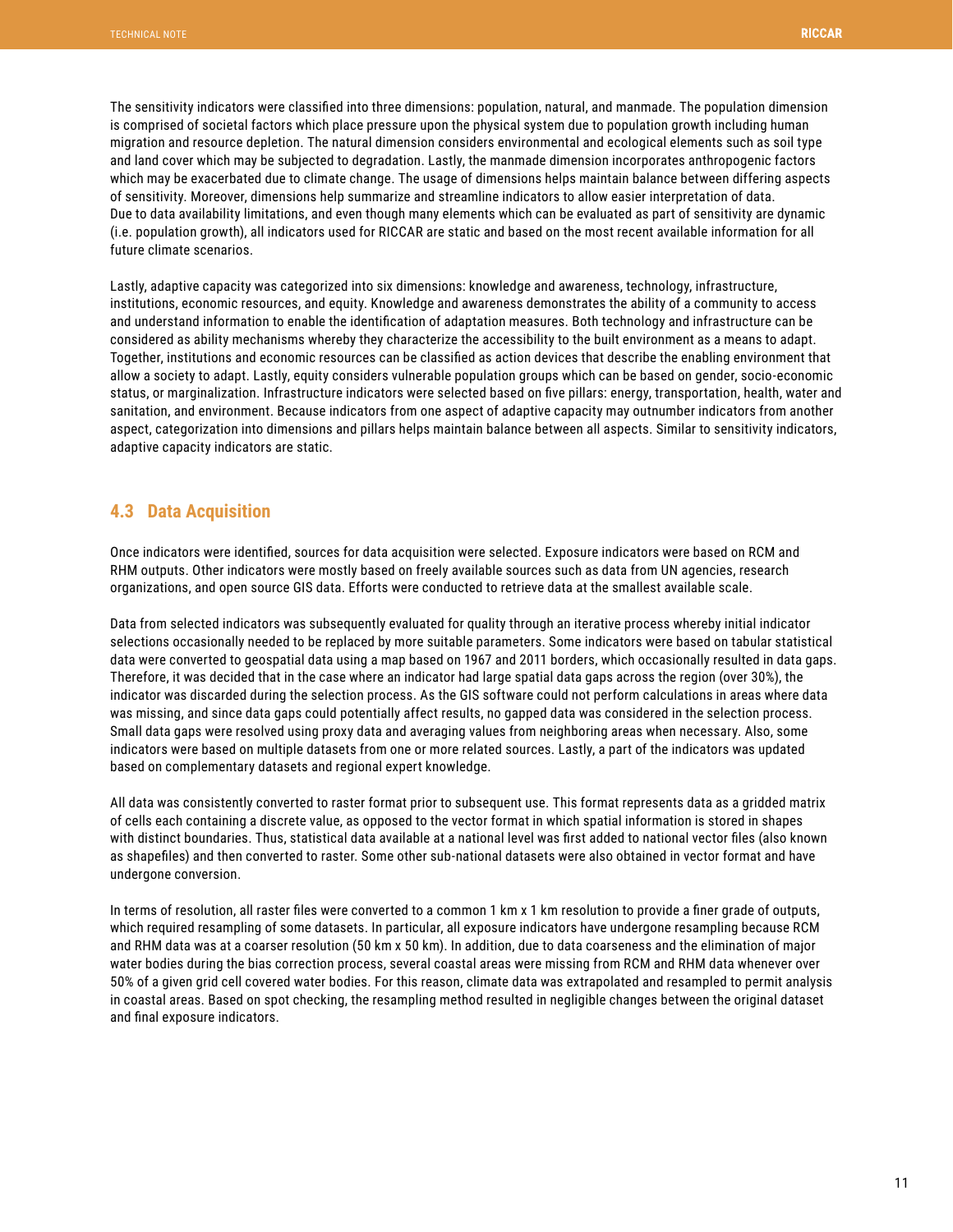The sensitivity indicators were classified into three dimensions: population, natural, and manmade. The population dimension is comprised of societal factors which place pressure upon the physical system due to population growth including human migration and resource depletion. The natural dimension considers environmental and ecological elements such as soil type and land cover which may be subjected to degradation. Lastly, the manmade dimension incorporates anthropogenic factors which may be exacerbated due to climate change. The usage of dimensions helps maintain balance between differing aspects of sensitivity. Moreover, dimensions help summarize and streamline indicators to allow easier interpretation of data.
Due to data availability limitations, and even though many elements which can be evaluated as part of sensitivity are dynamic (i.e. population growth), all indicators used for RICCAR are static and based on the most recent available information for all future climate scenarios.

Lastly, adaptive capacity was categorized into six dimensions: knowledge and awareness, technology, infrastructure, institutions, economic resources, and equity. Knowledge and awareness demonstrates the ability of a community to access and understand information to enable the identification of adaptation measures. Both technology and infrastructure can be considered as ability mechanisms whereby they characterize the accessibility to the built environment as a means to adapt. Together, institutions and economic resources can be classified as action devices that describe the enabling environment that allow a society to adapt. Lastly, equity considers vulnerable population groups which can be based on gender, socio-economic status, or marginalization. Infrastructure indicators were selected based on five pillars: energy, transportation, health, water and sanitation, and environment. Because indicators from one aspect of adaptive capacity may outnumber indicators from another aspect, categorization into dimensions and pillars helps maintain balance between all aspects. Similar to sensitivity indicators, adaptive capacity indicators are static.

## 4.3 Data Acquisition

Once indicators were identified, sources for data acquisition were selected. Exposure indicators were based on RCM and RHM outputs. Other indicators were mostly based on freely available sources such as data from UN agencies, research organizations, and open source GIS data. Efforts were conducted to retrieve data at the smallest available scale.

Data from selected indicators was subsequently evaluated for quality through an iterative process whereby initial indicator selections occasionally needed to be replaced by more suitable parameters. Some indicators were based on tabular statistical data were converted to geospatial data using a map based on 1967 and 2011 borders, which occasionally resulted in data gaps. Therefore, it was decided that in the case where an indicator had large spatial data gaps across the region (over 30%), the indicator was discarded during the selection process. As the GIS software could not perform calculations in areas where data was missing, and since data gaps could potentially affect results, no gapped data was considered in the selection process. Small data gaps were resolved using proxy data and averaging values from neighboring areas when necessary. Also, some indicators were based on multiple datasets from one or more related sources. Lastly, a part of the indicators was updated based on complementary datasets and regional expert knowledge.

All data was consistently converted to raster format prior to subsequent use. This format represents data as a gridded matrix of cells each containing a discrete value, as opposed to the vector format in which spatial information is stored in shapes with distinct boundaries. Thus, statistical data available at a national level was first added to national vector files (also known as shapefiles) and then converted to raster. Some other sub-national datasets were also obtained in vector format and have undergone conversion.

In terms of resolution, all raster files were converted to a common 1 km x 1 km resolution to provide a finer grade of outputs, which required resampling of some datasets. In particular, all exposure indicators have undergone resampling because RCM and RHM data was at a coarser resolution (50 km x 50 km). In addition, due to data coarseness and the elimination of major water bodies during the bias correction process, several coastal areas were missing from RCM and RHM data whenever over 50% of a given grid cell covered water bodies. For this reason, climate data was extrapolated and resampled to permit analysis in coastal areas. Based on spot checking, the resampling method resulted in negligible changes between the original dataset and final exposure indicators.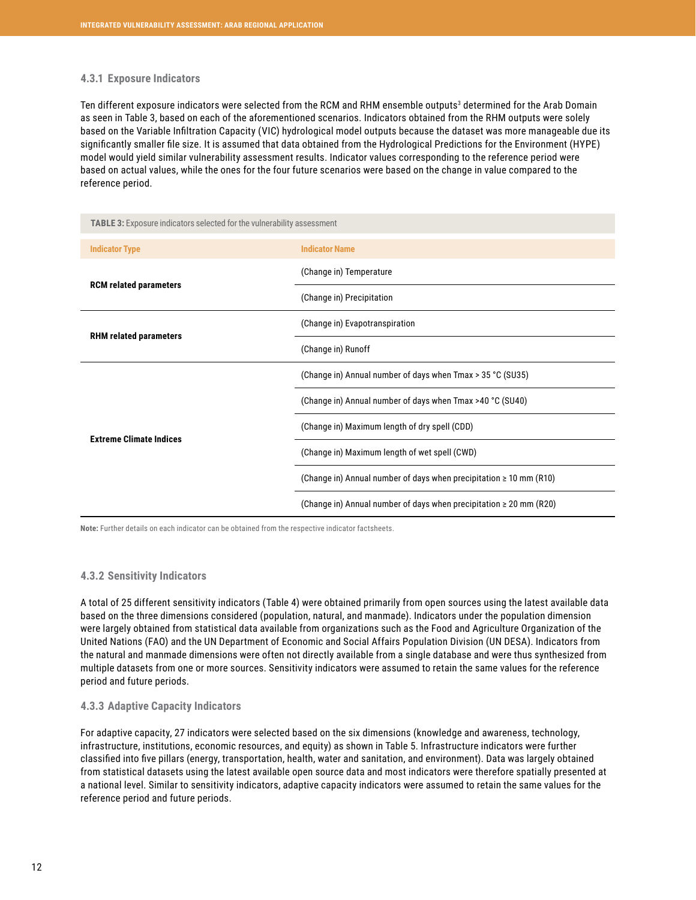### 4.3.1 Exposure Indicators

Ten different exposure indicators were selected from the RCM and RHM ensemble outputs[3] determined for the Arab Domain as seen in Table 3, based on each of the aforementioned scenarios. Indicators obtained from the RHM outputs were solely based on the Variable Infiltration Capacity (VIC) hydrological model outputs because the dataset was more manageable due its significantly smaller file size. It is assumed that data obtained from the Hydrological Predictions for the Environment (HYPE) model would yield similar vulnerability assessment results. Indicator values corresponding to the reference period were based on actual values, while the ones for the four future scenarios were based on the change in value compared to the reference period.

**TABLE 3:** Exposure indicators selected for the vulnerability assessment

| Indicator Type | Indicator Name |
|---|---|
| **RCM related parameters** | (Change in) Temperature |
| | (Change in) Precipitation |
| **RHM related parameters** | (Change in) Evapotranspiration |
| | (Change in) Runoff |
| **Extreme Climate Indices** | (Change in) Annual number of days when Tmax > 35 °C (SU35) |
| | (Change in) Annual number of days when Tmax >40 °C (SU40) |
| | (Change in) Maximum length of dry spell (CDD) |
| | (Change in) Maximum length of wet spell (CWD) |
| | (Change in) Annual number of days when precipitation ≥ 10 mm (R10) |
| | (Change in) Annual number of days when precipitation ≥ 20 mm (R20) |

**Note:** Further details on each indicator can be obtained from the respective indicator factsheets.

### 4.3.2 Sensitivity Indicators

A total of 25 different sensitivity indicators (Table 4) were obtained primarily from open sources using the latest available data based on the three dimensions considered (population, natural, and manmade). Indicators under the population dimension were largely obtained from statistical data available from organizations such as the Food and Agriculture Organization of the United Nations (FAO) and the UN Department of Economic and Social Affairs Population Division (UN DESA). Indicators from the natural and manmade dimensions were often not directly available from a single database and were thus synthesized from multiple datasets from one or more sources. Sensitivity indicators were assumed to retain the same values for the reference period and future periods.

### 4.3.3 Adaptive Capacity Indicators

For adaptive capacity, 27 indicators were selected based on the six dimensions (knowledge and awareness, technology, infrastructure, institutions, economic resources, and equity) as shown in Table 5. Infrastructure indicators were further classified into five pillars (energy, transportation, health, water and sanitation, and environment). Data was largely obtained from statistical datasets using the latest available open source data and most indicators were therefore spatially presented at a national level. Similar to sensitivity indicators, adaptive capacity indicators were assumed to retain the same values for the reference period and future periods.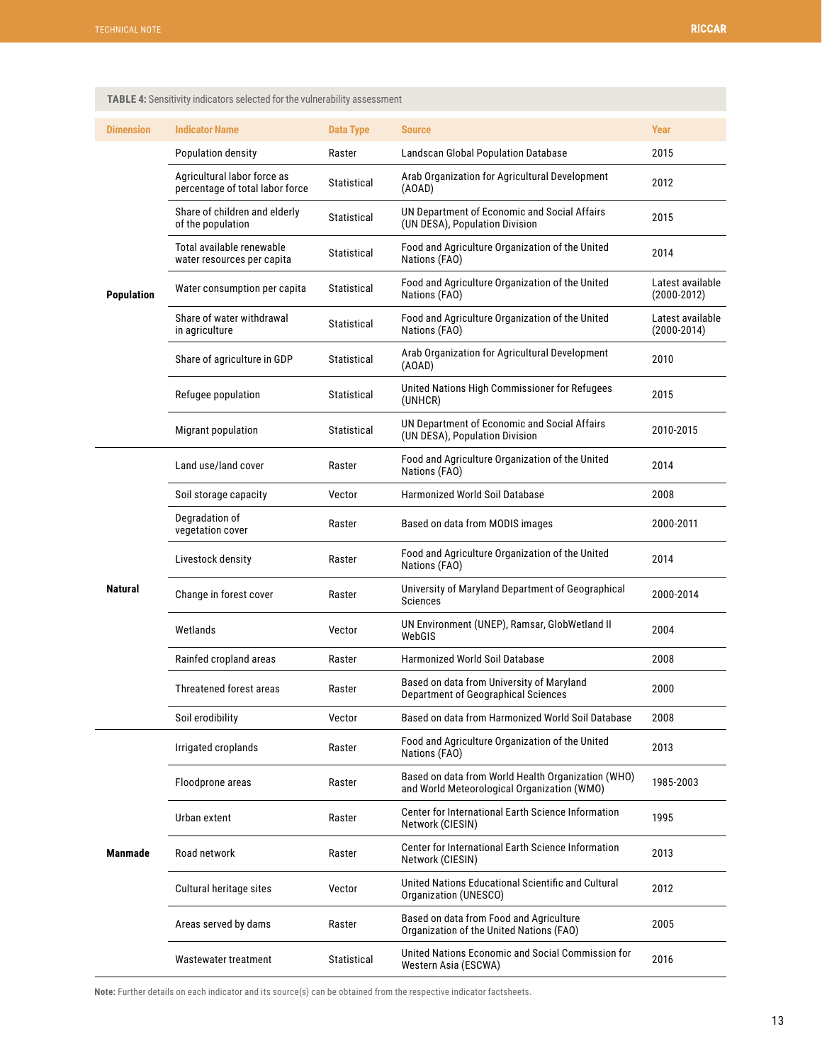**TABLE 4:** Sensitivity indicators selected for the vulnerability assessment

| Dimension | Indicator Name | Data Type | Source | Year |
|---|---|---|---|---|
| Population | Population density | Raster | Landscan Global Population Database | 2015 |
| | Agricultural labor force as percentage of total labor force | Statistical | Arab Organization for Agricultural Development (AOAD) | 2012 |
| | Share of children and elderly of the population | Statistical | UN Department of Economic and Social Affairs (UN DESA), Population Division | 2015 |
| | Total available renewable water resources per capita | Statistical | Food and Agriculture Organization of the United Nations (FAO) | 2014 |
| | Water consumption per capita | Statistical | Food and Agriculture Organization of the United Nations (FAO) | Latest available (2000-2012) |
| | Share of water withdrawal in agriculture | Statistical | Food and Agriculture Organization of the United Nations (FAO) | Latest available (2000-2014) |
| | Share of agriculture in GDP | Statistical | Arab Organization for Agricultural Development (AOAD) | 2010 |
| | Refugee population | Statistical | United Nations High Commissioner for Refugees (UNHCR) | 2015 |
| | Migrant population | Statistical | UN Department of Economic and Social Affairs (UN DESA), Population Division | 2010-2015 |
| Natural | Land use/land cover | Raster | Food and Agriculture Organization of the United Nations (FAO) | 2014 |
| | Soil storage capacity | Vector | Harmonized World Soil Database | 2008 |
| | Degradation of vegetation cover | Raster | Based on data from MODIS images | 2000-2011 |
| | Livestock density | Raster | Food and Agriculture Organization of the United Nations (FAO) | 2014 |
| | Change in forest cover | Raster | University of Maryland Department of Geographical Sciences | 2000-2014 |
| | Wetlands | Vector | UN Environment (UNEP), Ramsar, GlobWetland II WebGIS | 2004 |
| | Rainfed cropland areas | Raster | Harmonized World Soil Database | 2008 |
| | Threatened forest areas | Raster | Based on data from University of Maryland Department of Geographical Sciences | 2000 |
| | Soil erodibility | Vector | Based on data from Harmonized World Soil Database | 2008 |
| Manmade | Irrigated croplands | Raster | Food and Agriculture Organization of the United Nations (FAO) | 2013 |
| | Floodprone areas | Raster | Based on data from World Health Organization (WHO) and World Meteorological Organization (WMO) | 1985-2003 |
| | Urban extent | Raster | Center for International Earth Science Information Network (CIESIN) | 1995 |
| | Road network | Raster | Center for International Earth Science Information Network (CIESIN) | 2013 |
| | Cultural heritage sites | Vector | United Nations Educational Scientific and Cultural Organization (UNESCO) | 2012 |
| | Areas served by dams | Raster | Based on data from Food and Agriculture Organization of the United Nations (FAO) | 2005 |
| | Wastewater treatment | Statistical | United Nations Economic and Social Commission for Western Asia (ESCWA) | 2016 |

**Note:** Further details on each indicator and its source(s) can be obtained from the respective indicator factsheets.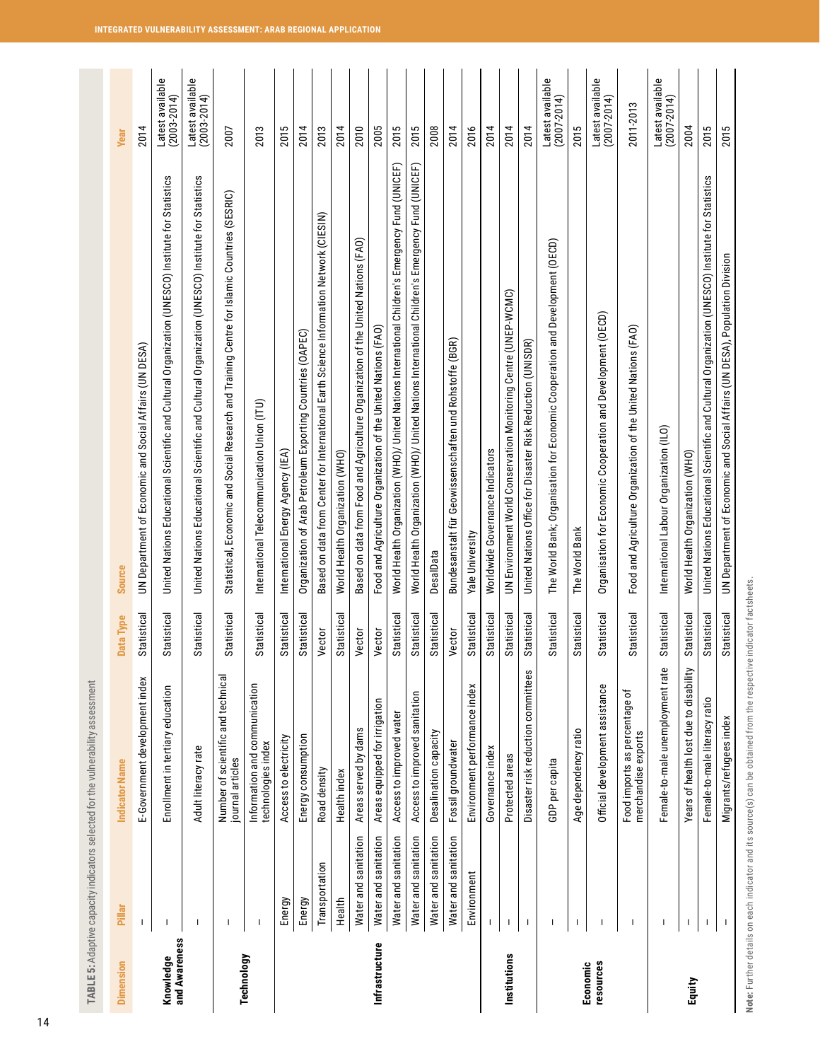**TABLE 5:** Adaptive capacity indicators selected for the vulnerability assessment

| Dimension | Pillar | Indicator Name | Data Type | Source | Year |
|---|---|---|---|---|---|
| Knowledge and Awareness | – | E-Government development index | Statistical | UN Department of Economic and Social Affairs (UN DESA) | 2014 |
| | – | Enrollment in tertiary education | Statistical | United Nations Educational Scientific and Cultural Organization (UNESCO) Institute for Statistics | Latest available (2003-2014) |
| | – | Adult literacy rate | Statistical | United Nations Educational Scientific and Cultural Organization (UNESCO) Institute for Statistics | Latest available (2003-2014) |
| Technology | – | Number of scientific and technical journal articles | Statistical | Statistical, Economic and Social Research and Training Centre for Islamic Countries (SESRIC) | 2007 |
| | – | Information and communication technologies index | Statistical | International Telecommunication Union (ITU) | 2013 |
| Infrastructure | Energy | Access to electricity | Statistical | International Energy Agency (IEA) | 2015 |
| | Energy | Energy consumption | Statistical | Organization of Arab Petroleum Exporting Countries (OAPEC) | 2014 |
| | Transportation | Road density | Vector | Based on data from Center for International Earth Science Information Network (CIESIN) | 2013 |
| | Health | Health index | Statistical | World Health Organization (WHO) | 2014 |
| | Water and sanitation | Areas served by dams | Vector | Based on data from Food and Agriculture Organization of the United Nations (FAO) | 2010 |
| | Water and sanitation | Areas equipped for irrigation | Vector | Food and Agriculture Organization of the United Nations (FAO) | 2005 |
| | Water and sanitation | Access to improved water | Statistical | World Health Organization (WHO)/ United Nations International Children's Emergency Fund (UNICEF) | 2015 |
| | Water and sanitation | Access to improved sanitation | Statistical | World Health Organization (WHO)/ United Nations International Children's Emergency Fund (UNICEF) | 2015 |
| | Water and sanitation | Desalination capacity | Statistical | DesalData | 2008 |
| | Water and sanitation | Fossil groundwater | Vector | Bundesanstalt für Geowissenschaften und Rohstoffe (BGR) | 2014 |
| | Environment | Environment performance index | Statistical | Yale University | 2016 |
| Institutions | – | Governance index | Statistical | Worldwide Governance Indicators | 2014 |
| | – | Protected areas | Statistical | UN Environment World Conservation Monitoring Centre (UNEP-WCMC) | 2014 |
| | – | Disaster risk reduction committees | Statistical | United Nations Office for Disaster Risk Reduction (UNISDR) | 2014 |
| Economic resources | – | GDP per capita | Statistical | The World Bank; Organisation for Economic Cooperation and Development (OECD) | Latest available (2007-2014) |
| | – | Age dependency ratio | Statistical | The World Bank | 2015 |
| | – | Official development assistance | Statistical | Organisation for Economic Cooperation and Development (OECD) | Latest available (2007-2014) |
| | – | Food imports as percentage of merchandise exports | Statistical | Food and Agriculture Organization of the United Nations (FAO) | 2011-2013 |
| Equity | – | Female-to-male unemployment rate | Statistical | International Labour Organization (ILO) | Latest available (2007-2014) |
| | – | Years of health lost due to disability | Statistical | World Health Organization (WHO) | 2004 |
| | – | Female-to-male literacy ratio | Statistical | United Nations Educational Scientific and Cultural Organization (UNESCO) Institute for Statistics | 2015 |
| | – | Migrants/refugees index | Statistical | UN Department of Economic and Social Affairs (UN DESA), Population Division | 2015 |

**Note:** Further details on each indicator and its source(s) can be obtained from the respective indicator factsheets.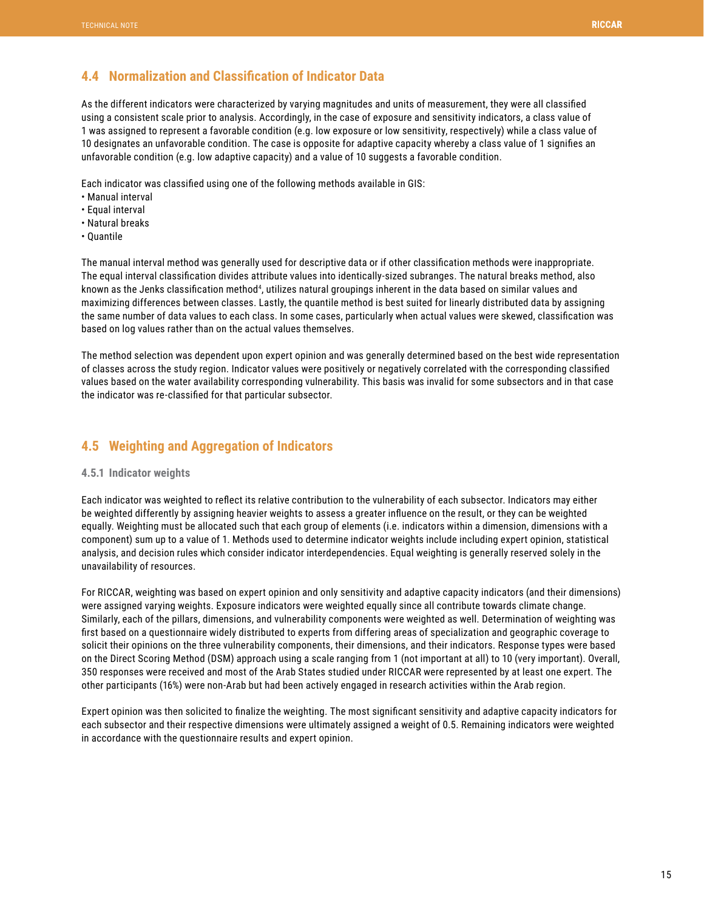## 4.4 Normalization and Classification of Indicator Data

As the different indicators were characterized by varying magnitudes and units of measurement, they were all classified using a consistent scale prior to analysis. Accordingly, in the case of exposure and sensitivity indicators, a class value of 1 was assigned to represent a favorable condition (e.g. low exposure or low sensitivity, respectively) while a class value of 10 designates an unfavorable condition. The case is opposite for adaptive capacity whereby a class value of 1 signifies an unfavorable condition (e.g. low adaptive capacity) and a value of 10 suggests a favorable condition.

Each indicator was classified using one of the following methods available in GIS:

- Manual interval
- Equal interval
- Natural breaks
- Quantile

The manual interval method was generally used for descriptive data or if other classification methods were inappropriate. The equal interval classification divides attribute values into identically-sized subranges. The natural breaks method, also known as the Jenks classification method[4], utilizes natural groupings inherent in the data based on similar values and maximizing differences between classes. Lastly, the quantile method is best suited for linearly distributed data by assigning the same number of data values to each class. In some cases, particularly when actual values were skewed, classification was based on log values rather than on the actual values themselves.

The method selection was dependent upon expert opinion and was generally determined based on the best wide representation of classes across the study region. Indicator values were positively or negatively correlated with the corresponding classified values based on the water availability corresponding vulnerability. This basis was invalid for some subsectors and in that case the indicator was re-classified for that particular subsector.

## 4.5 Weighting and Aggregation of Indicators

### 4.5.1 Indicator weights

Each indicator was weighted to reflect its relative contribution to the vulnerability of each subsector. Indicators may either be weighted differently by assigning heavier weights to assess a greater influence on the result, or they can be weighted equally. Weighting must be allocated such that each group of elements (i.e. indicators within a dimension, dimensions with a component) sum up to a value of 1. Methods used to determine indicator weights include including expert opinion, statistical analysis, and decision rules which consider indicator interdependencies. Equal weighting is generally reserved solely in the unavailability of resources.

For RICCAR, weighting was based on expert opinion and only sensitivity and adaptive capacity indicators (and their dimensions) were assigned varying weights. Exposure indicators were weighted equally since all contribute towards climate change. Similarly, each of the pillars, dimensions, and vulnerability components were weighted as well. Determination of weighting was first based on a questionnaire widely distributed to experts from differing areas of specialization and geographic coverage to solicit their opinions on the three vulnerability components, their dimensions, and their indicators. Response types were based on the Direct Scoring Method (DSM) approach using a scale ranging from 1 (not important at all) to 10 (very important). Overall, 350 responses were received and most of the Arab States studied under RICCAR were represented by at least one expert. The other participants (16%) were non-Arab but had been actively engaged in research activities within the Arab region.

Expert opinion was then solicited to finalize the weighting. The most significant sensitivity and adaptive capacity indicators for each subsector and their respective dimensions were ultimately assigned a weight of 0.5. Remaining indicators were weighted in accordance with the questionnaire results and expert opinion.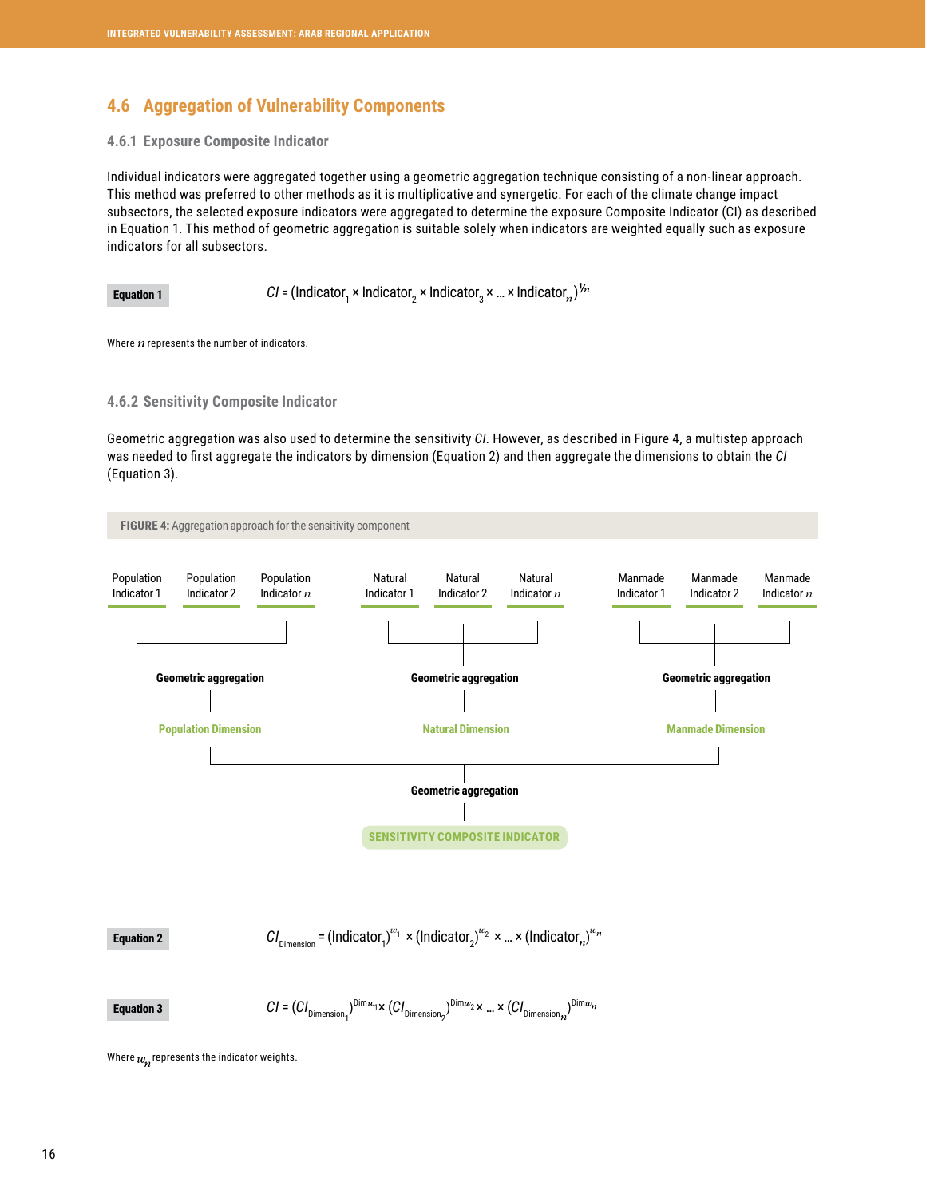## 4.6 Aggregation of Vulnerability Components

### 4.6.1 Exposure Composite Indicator

Individual indicators were aggregated together using a geometric aggregation technique consisting of a non-linear approach. This method was preferred to other methods as it is multiplicative and synergetic. For each of the climate change impact subsectors, the selected exposure indicators were aggregated to determine the exposure Composite Indicator (CI) as described in Equation 1. This method of geometric aggregation is suitable solely when indicators are weighted equally such as exposure indicators for all subsectors.

**Equation 1**

$$CI = (\text{Indicator}_1 \times \text{Indicator}_2 \times \text{Indicator}_3 \times \ldots \times \text{Indicator}_n)^{1/n}$$

Where $n$ represents the number of indicators.

### 4.6.2 Sensitivity Composite Indicator

Geometric aggregation was also used to determine the sensitivity *CI*. However, as described in Figure 4, a multistep approach was needed to first aggregate the indicators by dimension (Equation 2) and then aggregate the dimensions to obtain the *CI* (Equation 3).

**FIGURE 4:** Aggregation approach for the sensitivity component

Population Indicator 1, Population Indicator 2, Population Indicator $n$ → Geometric aggregation → Population Dimension

Natural Indicator 1, Natural Indicator 2, Natural Indicator $n$ → Geometric aggregation → Natural Dimension

Manmade Indicator 1, Manmade Indicator 2, Manmade Indicator $n$ → Geometric aggregation → Manmade Dimension

Population Dimension, Natural Dimension, Manmade Dimension → Geometric aggregation → SENSITIVITY COMPOSITE INDICATOR

**Equation 2**

$$CI_{\text{Dimension}} = (\text{Indicator}_1)^{w_1} \times (\text{Indicator}_2)^{w_2} \times \ldots \times (\text{Indicator}_n)^{w_n}$$

**Equation 3**

$$CI = (CI_{\text{Dimension}_1})^{\text{Dim}w_1} \times (CI_{\text{Dimension}_2})^{\text{Dim}w_2} \times \ldots \times (CI_{\text{Dimension}_n})^{\text{Dim}w_n}$$

Where $w_n$ represents the indicator weights.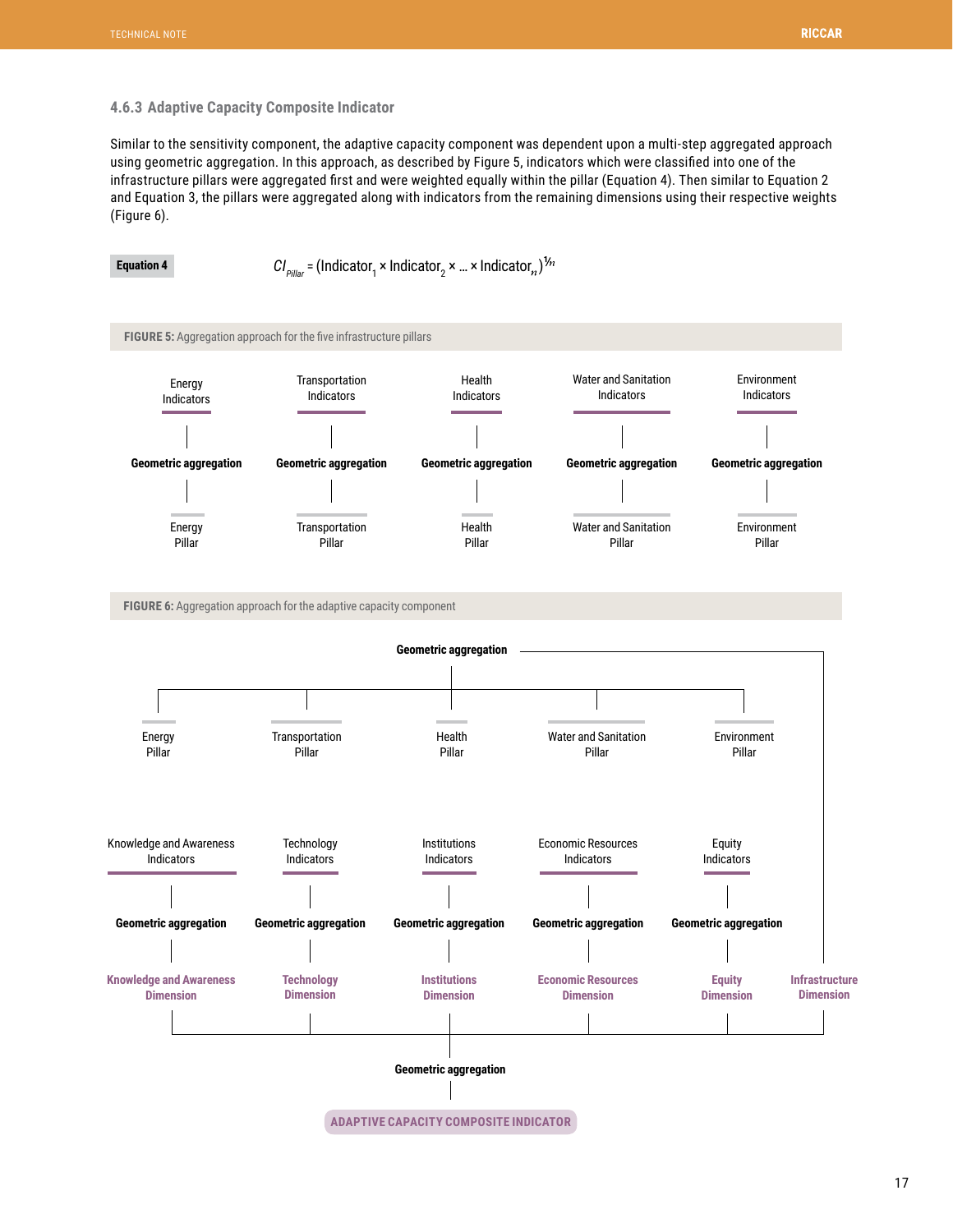### 4.6.3 Adaptive Capacity Composite Indicator

Similar to the sensitivity component, the adaptive capacity component was dependent upon a multi-step aggregated approach using geometric aggregation. In this approach, as described by Figure 5, indicators which were classified into one of the infrastructure pillars were aggregated first and were weighted equally within the pillar (Equation 4). Then similar to Equation 2 and Equation 3, the pillars were aggregated along with indicators from the remaining dimensions using their respective weights (Figure 6).

**Equation 4**

$$CI_{Pillar} = (\text{Indicator}_1 \times \text{Indicator}_2 \times \ldots \times \text{Indicator}_n)^{1/n}$$

**FIGURE 5:** Aggregation approach for the five infrastructure pillars

Energy Indicators → Geometric aggregation → Energy Pillar

Transportation Indicators → Geometric aggregation → Transportation Pillar

Health Indicators → Geometric aggregation → Health Pillar

Water and Sanitation Indicators → Geometric aggregation → Water and Sanitation Pillar

Environment Indicators → Geometric aggregation → Environment Pillar

**FIGURE 6:** Aggregation approach for the adaptive capacity component

Energy Pillar, Transportation Pillar, Health Pillar, Water and Sanitation Pillar, Environment Pillar → Geometric aggregation → Infrastructure Dimension

Knowledge and Awareness Indicators → Geometric aggregation → Knowledge and Awareness Dimension

Technology Indicators → Geometric aggregation → Technology Dimension

Institutions Indicators → Geometric aggregation → Institutions Dimension

Economic Resources Indicators → Geometric aggregation → Economic Resources Dimension

Equity Indicators → Geometric aggregation → Equity Dimension

Knowledge and Awareness Dimension, Technology Dimension, Institutions Dimension, Economic Resources Dimension, Equity Dimension, Infrastructure Dimension → Geometric aggregation → ADAPTIVE CAPACITY COMPOSITE INDICATOR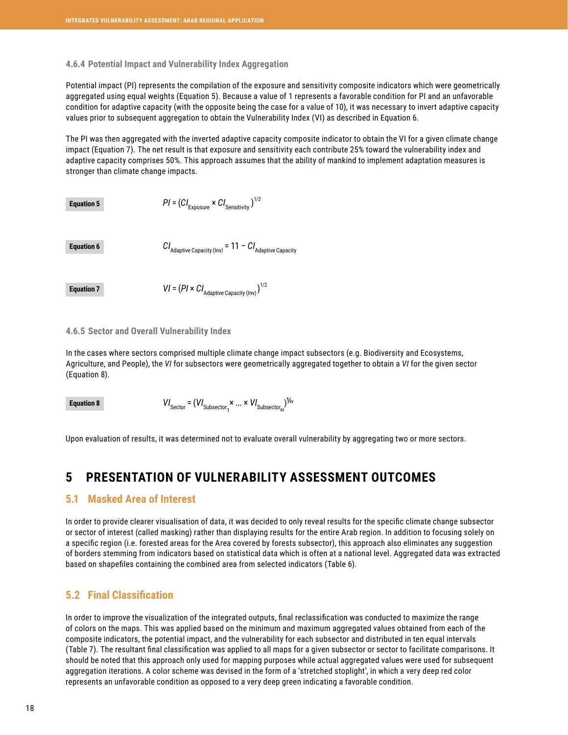### 4.6.4 Potential Impact and Vulnerability Index Aggregation

Potential impact (PI) represents the compilation of the exposure and sensitivity composite indicators which were geometrically aggregated using equal weights (Equation 5). Because a value of 1 represents a favorable condition for PI and an unfavorable condition for adaptive capacity (with the opposite being the case for a value of 10), it was necessary to invert adaptive capacity values prior to subsequent aggregation to obtain the Vulnerability Index (VI) as described in Equation 6.

The PI was then aggregated with the inverted adaptive capacity composite indicator to obtain the VI for a given climate change impact (Equation 7). The net result is that exposure and sensitivity each contribute 25% toward the vulnerability index and adaptive capacity comprises 50%. This approach assumes that the ability of mankind to implement adaptation measures is stronger than climate change impacts.

**Equation 5**

$$PI = (CI_{\text{Exposure}} \times CI_{\text{Sensitivity}})^{1/2}$$

**Equation 6**

$$CI_{\text{Adaptive Capacity (Inv)}} = 11 - CI_{\text{Adaptive Capacity}}$$

**Equation 7**

$$VI = (PI \times CI_{\text{Adaptive Capacity (Inv)}})^{1/2}$$

### 4.6.5 Sector and Overall Vulnerability Index

In the cases where sectors comprised multiple climate change impact subsectors (e.g. Biodiversity and Ecosystems, Agriculture, and People), the *VI* for subsectors were geometrically aggregated together to obtain a *VI* for the given sector (Equation 8).

**Equation 8**

$$VI_{\text{Sector}} = (VI_{\text{Subsector}_1} \times \ldots \times VI_{\text{Subsector}_n})^{1/n}$$

Upon evaluation of results, it was determined not to evaluate overall vulnerability by aggregating two or more sectors.

# 5 PRESENTATION OF VULNERABILITY ASSESSMENT OUTCOMES

## 5.1 Masked Area of Interest

In order to provide clearer visualisation of data, it was decided to only reveal results for the specific climate change subsector or sector of interest (called masking) rather than displaying results for the entire Arab region. In addition to focusing solely on a specific region (i.e. forested areas for the Area covered by forests subsector), this approach also eliminates any suggestion of borders stemming from indicators based on statistical data which is often at a national level. Aggregated data was extracted based on shapefiles containing the combined area from selected indicators (Table 6).

## 5.2 Final Classification

In order to improve the visualization of the integrated outputs, final reclassification was conducted to maximize the range of colors on the maps. This was applied based on the minimum and maximum aggregated values obtained from each of the composite indicators, the potential impact, and the vulnerability for each subsector and distributed in ten equal intervals (Table 7). The resultant final classification was applied to all maps for a given subsector or sector to facilitate comparisons. It should be noted that this approach only used for mapping purposes while actual aggregated values were used for subsequent aggregation iterations. A color scheme was devised in the form of a 'stretched stoplight', in which a very deep red color represents an unfavorable condition as opposed to a very deep green indicating a favorable condition.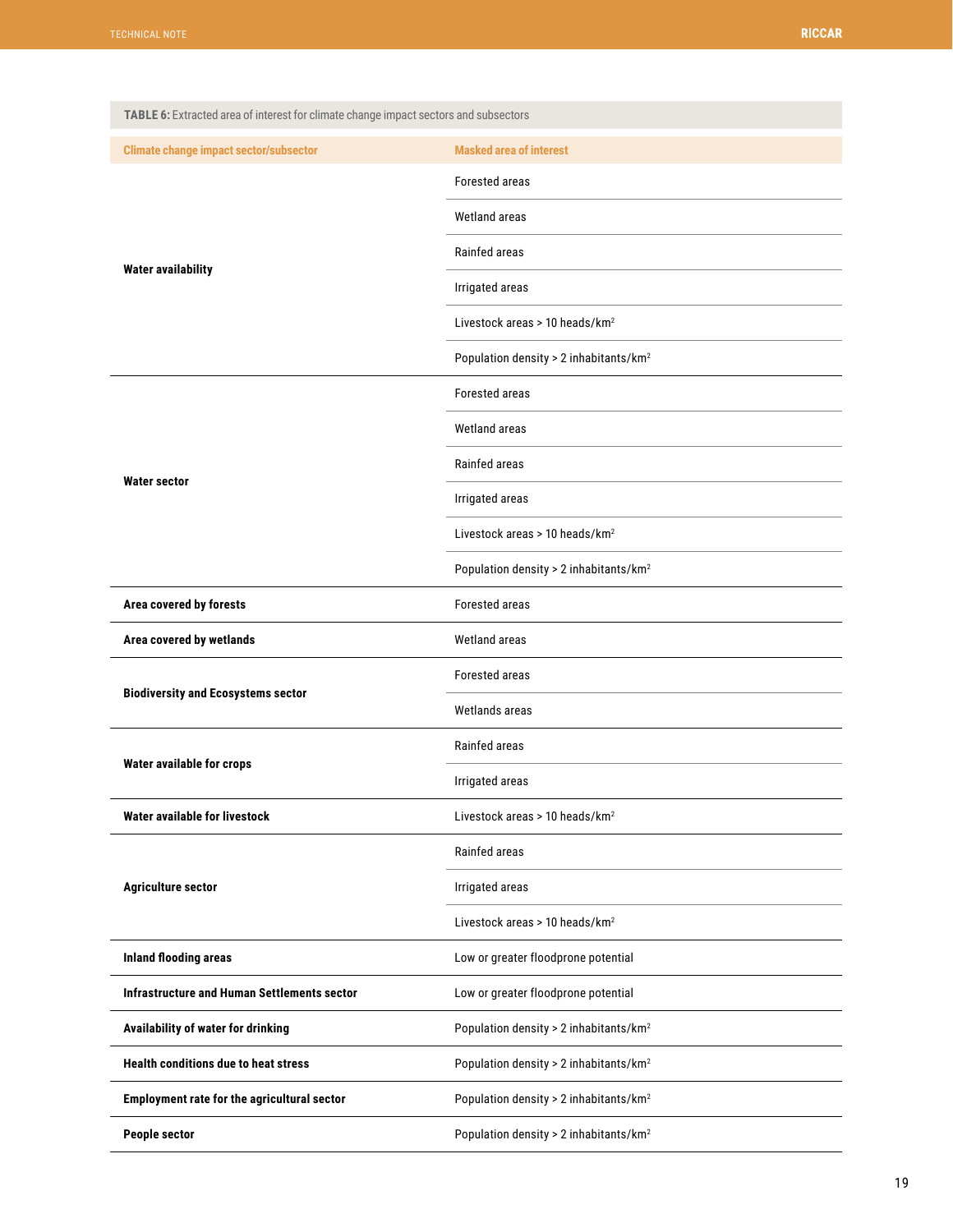**TABLE 6:** Extracted area of interest for climate change impact sectors and subsectors

| Climate change impact sector/subsector | Masked area of interest |
|---|---|
| **Water availability** | Forested areas |
| | Wetland areas |
| | Rainfed areas |
| | Irrigated areas |
| | Livestock areas > 10 heads/km$^2$ |
| | Population density > 2 inhabitants/km$^2$ |
| **Water sector** | Forested areas |
| | Wetland areas |
| | Rainfed areas |
| | Irrigated areas |
| | Livestock areas > 10 heads/km$^2$ |
| | Population density > 2 inhabitants/km$^2$ |
| **Area covered by forests** | Forested areas |
| **Area covered by wetlands** | Wetland areas |
| **Biodiversity and Ecosystems sector** | Forested areas |
| | Wetlands areas |
| **Water available for crops** | Rainfed areas |
| | Irrigated areas |
| **Water available for livestock** | Livestock areas > 10 heads/km$^2$ |
| **Agriculture sector** | Rainfed areas |
| | Irrigated areas |
| | Livestock areas > 10 heads/km$^2$ |
| **Inland flooding areas** | Low or greater floodprone potential |
| **Infrastructure and Human Settlements sector** | Low or greater floodprone potential |
| **Availability of water for drinking** | Population density > 2 inhabitants/km$^2$ |
| **Health conditions due to heat stress** | Population density > 2 inhabitants/km$^2$ |
| **Employment rate for the agricultural sector** | Population density > 2 inhabitants/km$^2$ |
| **People sector** | Population density > 2 inhabitants/km$^2$ |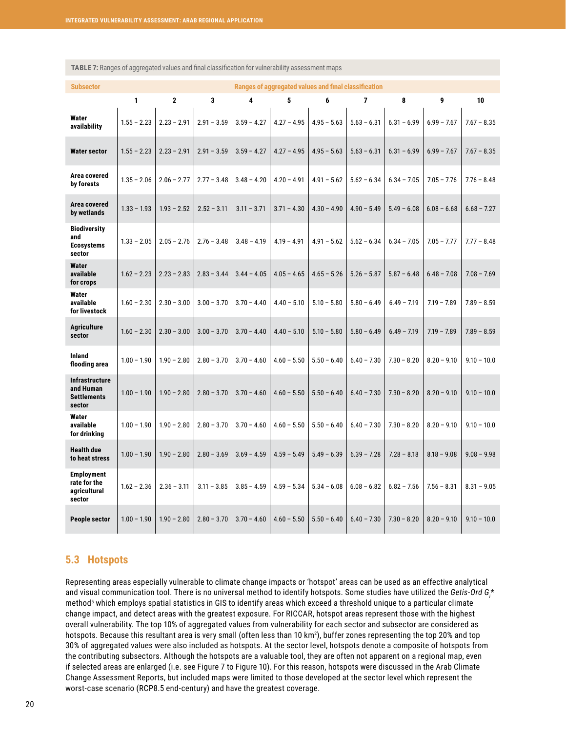**TABLE 7:** Ranges of aggregated values and final classification for vulnerability assessment maps

| Subsector | Ranges of aggregated values and final classification | | | | | | | | | |
|---|---|---|---|---|---|---|---|---|---|---|
| | 1 | 2 | 3 | 4 | 5 | 6 | 7 | 8 | 9 | 10 |
| **Water availability** | 1.55 – 2.23 | 2.23 – 2.91 | 2.91 – 3.59 | 3.59 – 4.27 | 4.27 – 4.95 | 4.95 – 5.63 | 5.63 – 6.31 | 6.31 – 6.99 | 6.99 – 7.67 | 7.67 – 8.35 |
| **Water sector** | 1.55 – 2.23 | 2.23 – 2.91 | 2.91 – 3.59 | 3.59 – 4.27 | 4.27 – 4.95 | 4.95 – 5.63 | 5.63 – 6.31 | 6.31 – 6.99 | 6.99 – 7.67 | 7.67 – 8.35 |
| **Area covered by forests** | 1.35 – 2.06 | 2.06 – 2.77 | 2.77 – 3.48 | 3.48 – 4.20 | 4.20 – 4.91 | 4.91 – 5.62 | 5.62 – 6.34 | 6.34 – 7.05 | 7.05 – 7.76 | 7.76 – 8.48 |
| **Area covered by wetlands** | 1.33 – 1.93 | 1.93 – 2.52 | 2.52 – 3.11 | 3.11 – 3.71 | 3.71 – 4.30 | 4.30 – 4.90 | 4.90 – 5.49 | 5.49 – 6.08 | 6.08 – 6.68 | 6.68 – 7.27 |
| **Biodiversity and Ecosystems sector** | 1.33 – 2.05 | 2.05 – 2.76 | 2.76 – 3.48 | 3.48 – 4.19 | 4.19 – 4.91 | 4.91 – 5.62 | 5.62 – 6.34 | 6.34 – 7.05 | 7.05 – 7.77 | 7.77 – 8.48 |
| **Water available for crops** | 1.62 – 2.23 | 2.23 – 2.83 | 2.83 – 3.44 | 3.44 – 4.05 | 4.05 – 4.65 | 4.65 – 5.26 | 5.26 – 5.87 | 5.87 – 6.48 | 6.48 – 7.08 | 7.08 – 7.69 |
| **Water available for livestock** | 1.60 – 2.30 | 2.30 – 3.00 | 3.00 – 3.70 | 3.70 – 4.40 | 4.40 – 5.10 | 5.10 – 5.80 | 5.80 – 6.49 | 6.49 – 7.19 | 7.19 – 7.89 | 7.89 – 8.59 |
| **Agriculture sector** | 1.60 – 2.30 | 2.30 – 3.00 | 3.00 – 3.70 | 3.70 – 4.40 | 4.40 – 5.10 | 5.10 – 5.80 | 5.80 – 6.49 | 6.49 – 7.19 | 7.19 – 7.89 | 7.89 – 8.59 |
| **Inland flooding area** | 1.00 – 1.90 | 1.90 – 2.80 | 2.80 – 3.70 | 3.70 – 4.60 | 4.60 – 5.50 | 5.50 – 6.40 | 6.40 – 7.30 | 7.30 – 8.20 | 8.20 – 9.10 | 9.10 – 10.0 |
| **Infrastructure and Human Settlements sector** | 1.00 – 1.90 | 1.90 – 2.80 | 2.80 – 3.70 | 3.70 – 4.60 | 4.60 – 5.50 | 5.50 – 6.40 | 6.40 – 7.30 | 7.30 – 8.20 | 8.20 – 9.10 | 9.10 – 10.0 |
| **Water available for drinking** | 1.00 – 1.90 | 1.90 – 2.80 | 2.80 – 3.70 | 3.70 – 4.60 | 4.60 – 5.50 | 5.50 – 6.40 | 6.40 – 7.30 | 7.30 – 8.20 | 8.20 – 9.10 | 9.10 – 10.0 |
| **Health due to heat stress** | 1.00 – 1.90 | 1.90 – 2.80 | 2.80 – 3.69 | 3.69 – 4.59 | 4.59 – 5.49 | 5.49 – 6.39 | 6.39 – 7.28 | 7.28 – 8.18 | 8.18 – 9.08 | 9.08 – 9.98 |
| **Employment rate for the agricultural sector** | 1.62 – 2.36 | 2.36 – 3.11 | 3.11 – 3.85 | 3.85 – 4.59 | 4.59 – 5.34 | 5.34 – 6.08 | 6.08 – 6.82 | 6.82 – 7.56 | 7.56 – 8.31 | 8.31 – 9.05 |
| **People sector** | 1.00 – 1.90 | 1.90 – 2.80 | 2.80 – 3.70 | 3.70 – 4.60 | 4.60 – 5.50 | 5.50 – 6.40 | 6.40 – 7.30 | 7.30 – 8.20 | 8.20 – 9.10 | 9.10 – 10.0 |

## 5.3 Hotspots

Representing areas especially vulnerable to climate change impacts or 'hotspot' areas can be used as an effective analytical and visual communication tool. There is no universal method to identify hotspots. Some studies have utilized the *Getis-Ord* $G_i$* method[5] which employs spatial statistics in GIS to identify areas which exceed a threshold unique to a particular climate change impact, and detect areas with the greatest exposure. For RICCAR, hotspot areas represent those with the highest overall vulnerability. The top 10% of aggregated values from vulnerability for each sector and subsector are considered as hotspots. Because this resultant area is very small (often less than 10 km²), buffer zones representing the top 20% and top 30% of aggregated values were also included as hotspots. At the sector level, hotspots denote a composite of hotspots from the contributing subsectors. Although the hotspots are a valuable tool, they are often not apparent on a regional map, even if selected areas are enlarged (i.e. see Figure 7 to Figure 10). For this reason, hotspots were discussed in the Arab Climate Change Assessment Reports, but included maps were limited to those developed at the sector level which represent the worst-case scenario (RCP8.5 end-century) and have the greatest coverage.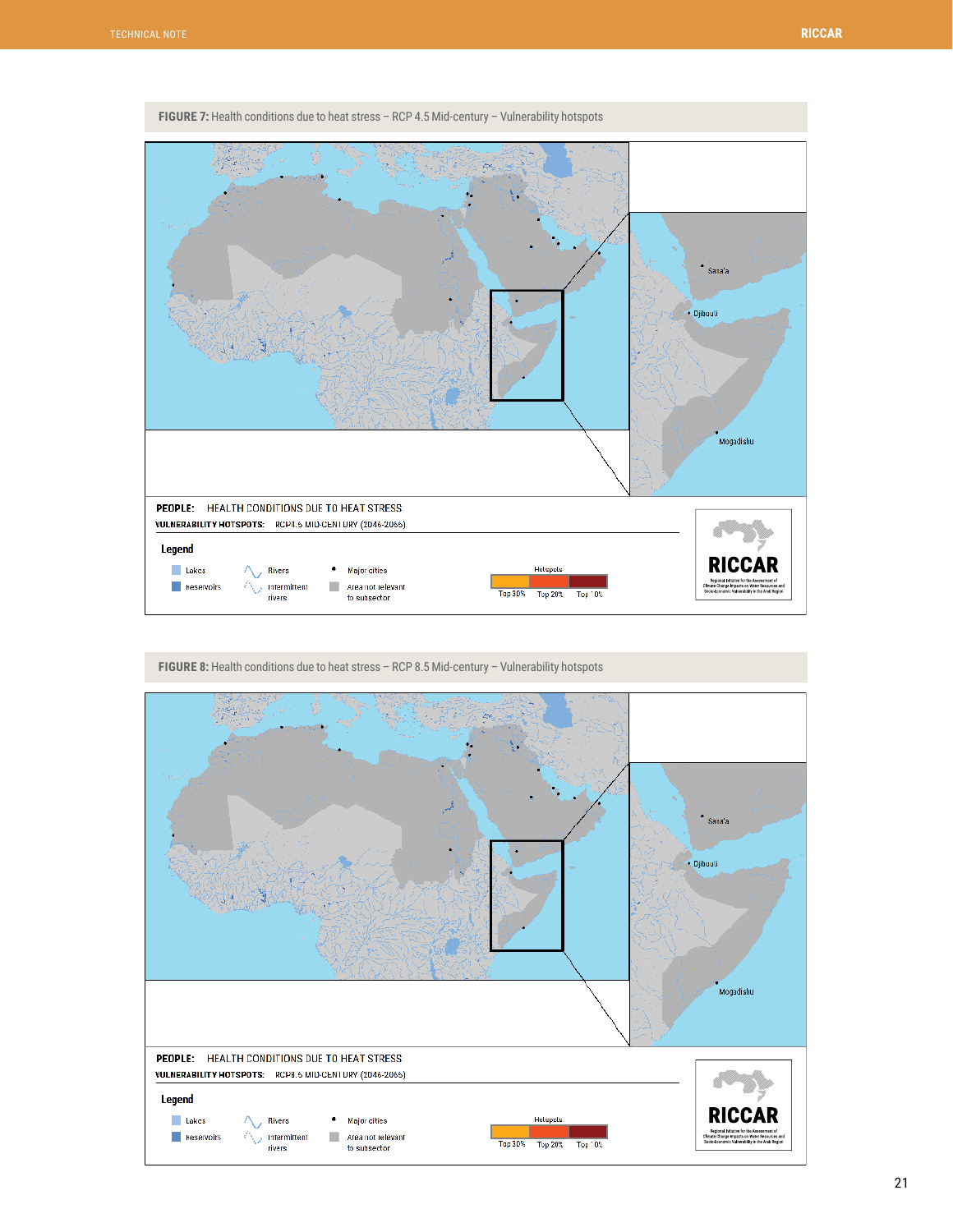**FIGURE 7:** Health conditions due to heat stress – RCP 4.5 Mid-century – Vulnerability hotspots

**FIGURE 8:** Health conditions due to heat stress – RCP 8.5 Mid-century – Vulnerability hotspots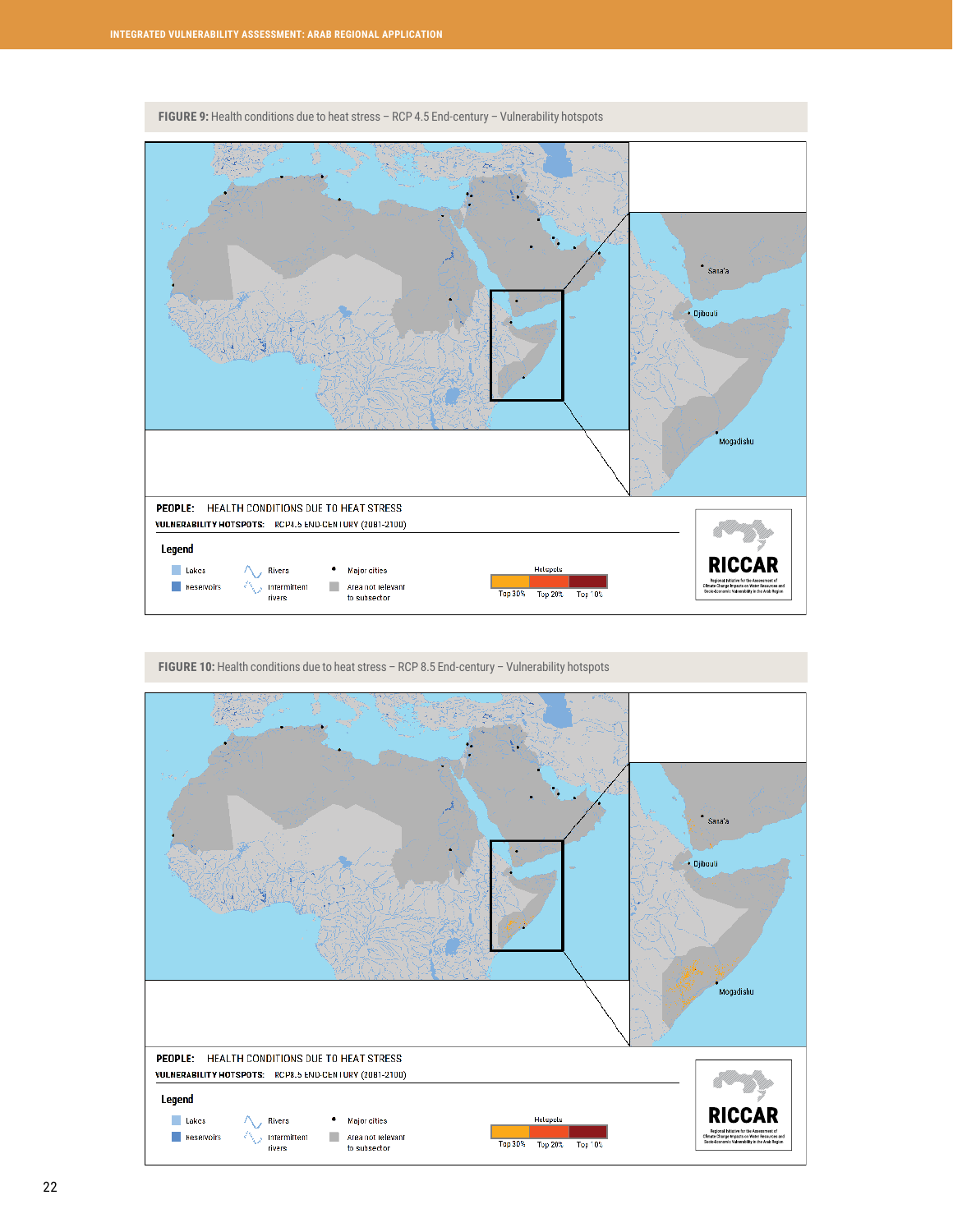**FIGURE 9:** Health conditions due to heat stress – RCP 4.5 End-century – Vulnerability hotspots

Sana'a

Djibouti

Mogadishu

PEOPLE: HEALTH CONDITIONS DUE TO HEAT STRESS

VULNERABILITY HOTSPOTS: RCP4.5 END-CENTURY (2081-2100)

Legend

Lakes | Rivers | Major cities
Reservoirs | Intermittent rivers | Area not relevant to subsector

Hotspots: Top 30% | Top 20% | Top 10%

RICCAR – Regional Initiative for the Assessment of Climate Change Impacts on Water Resources and Socio-Economic Vulnerability in the Arab Region

**FIGURE 10:** Health conditions due to heat stress – RCP 8.5 End-century – Vulnerability hotspots

Sana'a

Djibouti

Mogadishu

PEOPLE: HEALTH CONDITIONS DUE TO HEAT STRESS

VULNERABILITY HOTSPOTS: RCP8.5 END-CENTURY (2081-2100)

Legend

Lakes | Rivers | Major cities
Reservoirs | Intermittent rivers | Area not relevant to subsector

Hotspots: Top 30% | Top 20% | Top 10%

RICCAR – Regional Initiative for the Assessment of Climate Change Impacts on Water Resources and Socio-Economic Vulnerability in the Arab Region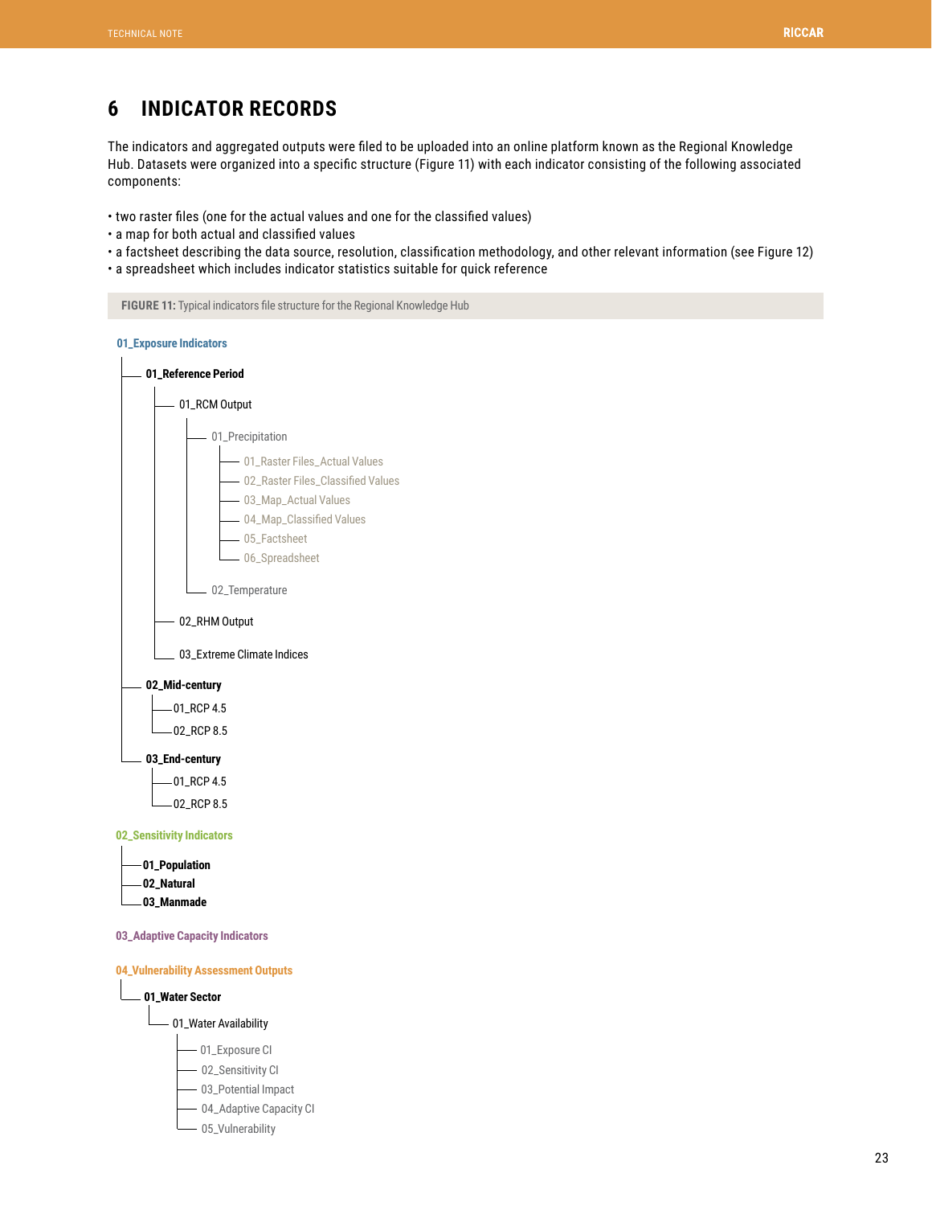# 6 INDICATOR RECORDS

The indicators and aggregated outputs were filed to be uploaded into an online platform known as the Regional Knowledge Hub. Datasets were organized into a specific structure (Figure 11) with each indicator consisting of the following associated components:

- two raster files (one for the actual values and one for the classified values)
- a map for both actual and classified values
- a factsheet describing the data source, resolution, classification methodology, and other relevant information (see Figure 12)
- a spreadsheet which includes indicator statistics suitable for quick reference

**FIGURE 11:** Typical indicators file structure for the Regional Knowledge Hub

```
01_Exposure Indicators
├── 01_Reference Period
│   ├── 01_RCM Output
│   │   ├── 01_Precipitation
│   │   │   ├── 01_Raster Files_Actual Values
│   │   │   ├── 02_Raster Files_Classified Values
│   │   │   ├── 03_Map_Actual Values
│   │   │   ├── 04_Map_Classified Values
│   │   │   ├── 05_Factsheet
│   │   │   └── 06_Spreadsheet
│   │   └── 02_Temperature
│   ├── 02_RHM Output
│   └── 03_Extreme Climate Indices
├── 02_Mid-century
│   ├── 01_RCP 4.5
│   └── 02_RCP 8.5
└── 03_End-century
    ├── 01_RCP 4.5
    └── 02_RCP 8.5

02_Sensitivity Indicators
├── 01_Population
├── 02_Natural
└── 03_Manmade

03_Adaptive Capacity Indicators

04_Vulnerability Assessment Outputs
└── 01_Water Sector
    └── 01_Water Availability
        ├── 01_Exposure CI
        ├── 02_Sensitivity CI
        ├── 03_Potential Impact
        ├── 04_Adaptive Capacity CI
        └── 05_Vulnerability
```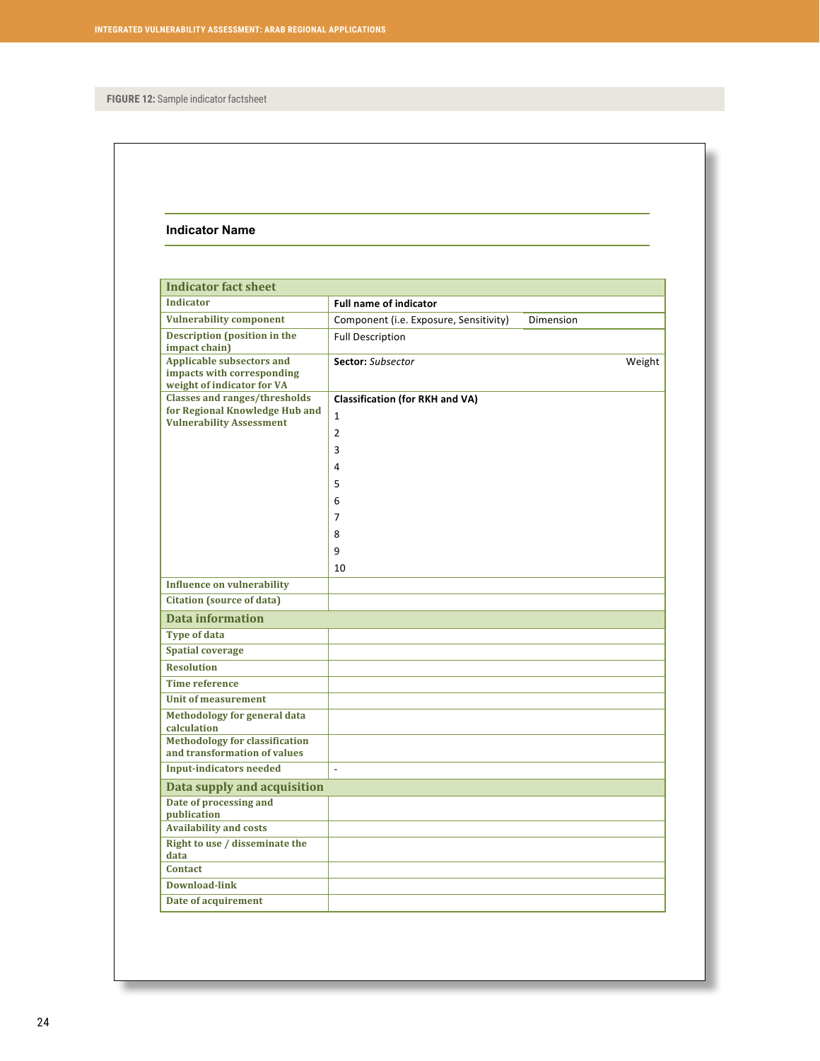**FIGURE 12:** Sample indicator factsheet

## Indicator Name

| Indicator fact sheet | | |
|---|---|---|
| Indicator | **Full name of indicator** | |
| Vulnerability component | Component (i.e. Exposure, Sensitivity) | Dimension |
| Description (position in the impact chain) | Full Description | |
| Applicable subsectors and impacts with corresponding weight of indicator for VA | **Sector:** *Subsector* | Weight |
| Classes and ranges/thresholds for Regional Knowledge Hub and Vulnerability Assessment | **Classification (for RKH and VA)**<br>1<br>2<br>3<br>4<br>5<br>6<br>7<br>8<br>9<br>10 | |
| Influence on vulnerability | | |
| Citation (source of data) | | |
| **Data information** | | |
| Type of data | | |
| Spatial coverage | | |
| Resolution | | |
| Time reference | | |
| Unit of measurement | | |
| Methodology for general data calculation | | |
| Methodology for classification and transformation of values | | |
| Input-indicators needed | - | |
| **Data supply and acquisition** | | |
| Date of processing and publication | | |
| Availability and costs | | |
| Right to use / disseminate the data | | |
| Contact | | |
| Download-link | | |
| Date of acquirement | | |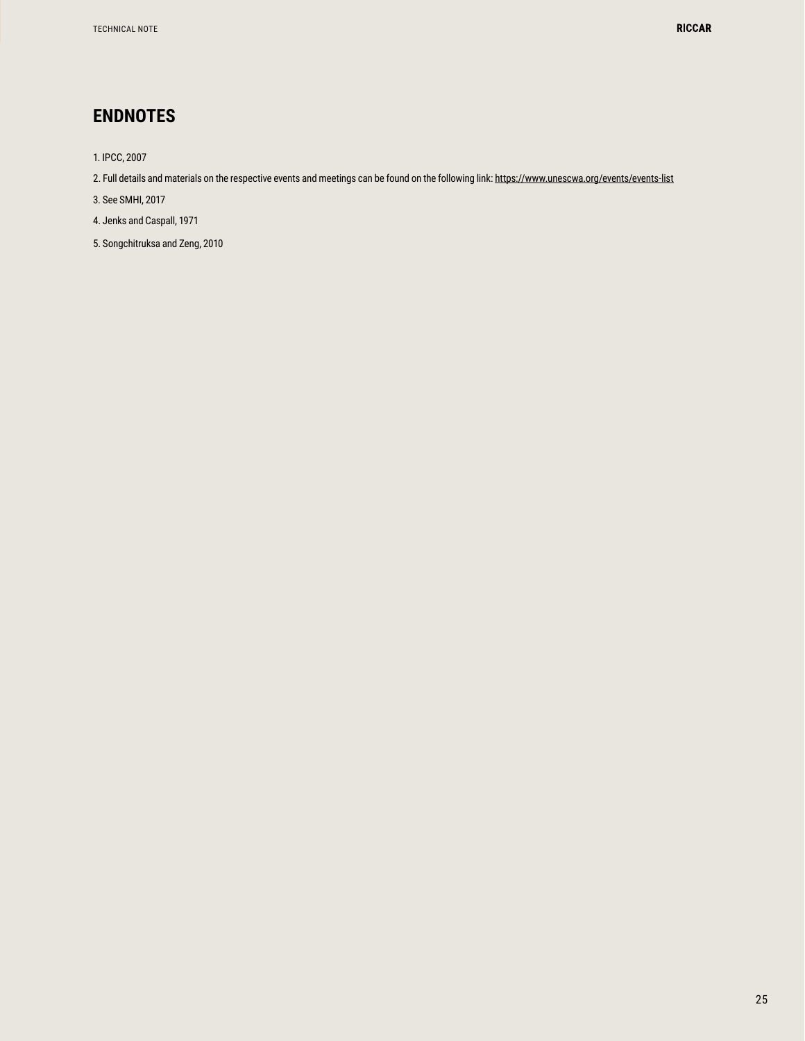## ENDNOTES

1. IPCC, 2007
2. Full details and materials on the respective events and meetings can be found on the following link: https://www.unescwa.org/events/events-list
3. See SMHI, 2017
4. Jenks and Caspall, 1971
5. Songchitruksa and Zeng, 2010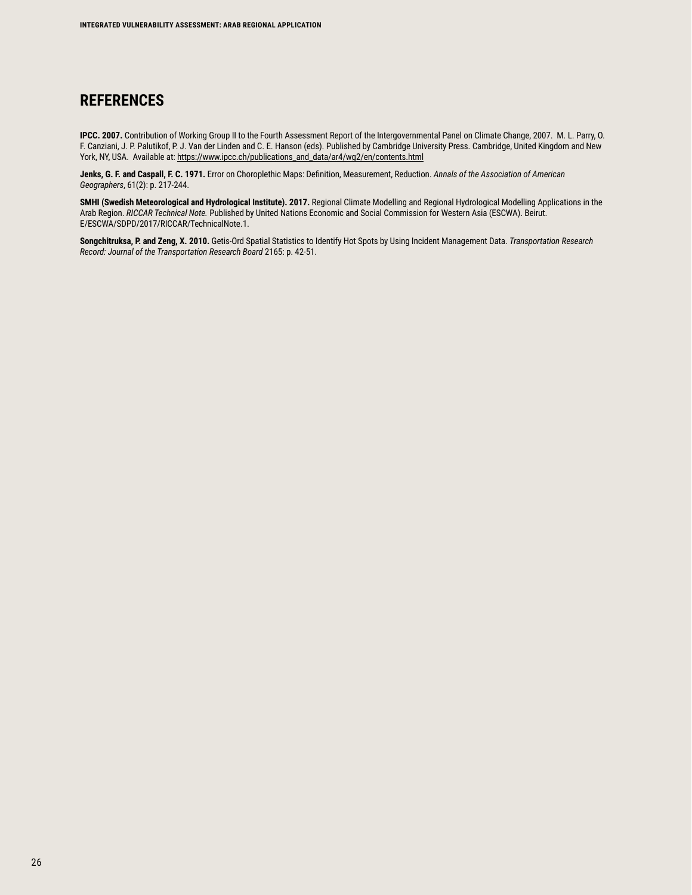# REFERENCES

**IPCC. 2007.** Contribution of Working Group II to the Fourth Assessment Report of the Intergovernmental Panel on Climate Change, 2007. M. L. Parry, O. F. Canziani, J. P. Palutikof, P. J. Van der Linden and C. E. Hanson (eds). Published by Cambridge University Press. Cambridge, United Kingdom and New York, NY, USA. Available at: https://www.ipcc.ch/publications_and_data/ar4/wg2/en/contents.html

**Jenks, G. F. and Caspall, F. C. 1971.** Error on Choroplethic Maps: Definition, Measurement, Reduction. *Annals of the Association of American Geographers*, 61(2): p. 217-244.

**SMHI (Swedish Meteorological and Hydrological Institute). 2017.** Regional Climate Modelling and Regional Hydrological Modelling Applications in the Arab Region. *RICCAR Technical Note.* Published by United Nations Economic and Social Commission for Western Asia (ESCWA). Beirut. E/ESCWA/SDPD/2017/RICCAR/TechnicalNote.1.

**Songchitruksa, P. and Zeng, X. 2010.** Getis-Ord Spatial Statistics to Identify Hot Spots by Using Incident Management Data. *Transportation Research Record: Journal of the Transportation Research Board* 2165: p. 42-51.